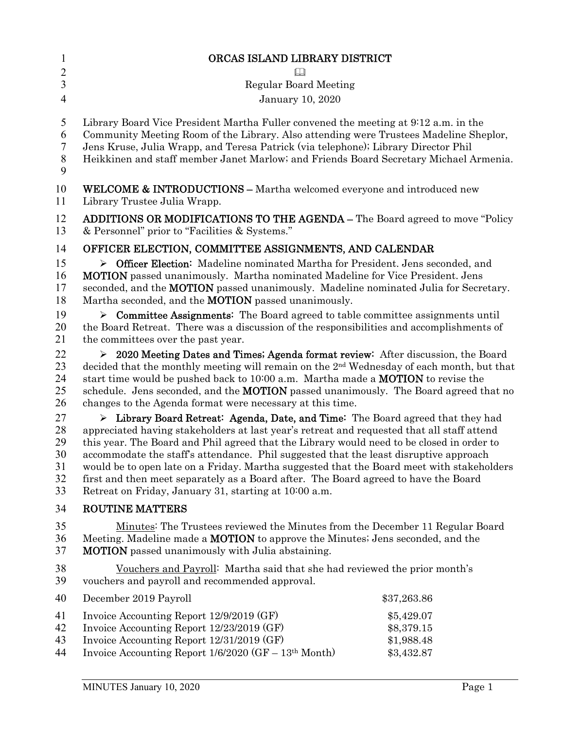# ORCAS ISLAND LIBRARY DISTRICT

📖

Regular Board Meeting

January 10, 2020

Library Board Vice President Martha Fuller convened the meeting at 9:12 a.m. in the Community Meeting Room of the Library. Also attending were Trustees Madeline Sheplor, Jens Kruse, Julia Wrapp, and Teresa Patrick (via telephone); Library Director Phil Heikkinen and staff member Janet Marlow; and Friends Board Secretary Michael Armenia.

**WELCOME & INTRODUCTIONS –** Martha welcomed everyone and introduced new Library Trustee Julia Wrapp.

**ADDITIONS OR MODIFICATIONS TO THE AGENDA –** The Board agreed to move "Policy & Personnel" prior to "Facilities & Systems."

**OFFICER ELECTION, COMMITTEE ASSIGNMENTS, AND CALENDAR**

- **Officer Election:** Madeline nominated Martha for President. Jens seconded, and **MOTION** passed unanimously. Martha nominated Madeline for Vice President. Jens seconded, and the **MOTION** passed unanimously. Madeline nominated Julia for Secretary. Martha seconded, and the **MOTION** passed unanimously.

- **Committee Assignments:** The Board agreed to table committee assignments until the Board Retreat. There was a discussion of the responsibilities and accomplishments of the committees over the past year.

- **2020 Meeting Dates and Times; Agenda format review:** After discussion, the Board decided that the monthly meeting will remain on the 2nd Wednesday of each month, but that start time would be pushed back to 10:00 a.m. Martha made a **MOTION** to revise the schedule. Jens seconded, and the **MOTION** passed unanimously. The Board agreed that no changes to the Agenda format were necessary at this time.

- **Library Board Retreat: Agenda, Date, and Time:** The Board agreed that they had appreciated having stakeholders at last year's retreat and requested that all staff attend this year. The Board and Phil agreed that the Library would need to be closed in order to accommodate the staff's attendance. Phil suggested that the least disruptive approach would be to open late on a Friday. Martha suggested that the Board meet with stakeholders first and then meet separately as a Board after. The Board agreed to have the Board Retreat on Friday, January 31, starting at 10:00 a.m.

**ROUTINE MATTERS**

Minutes: The Trustees reviewed the Minutes from the December 11 Regular Board Meeting. Madeline made a **MOTION** to approve the Minutes; Jens seconded, and the **MOTION** passed unanimously with Julia abstaining.

Vouchers and Payroll: Martha said that she had reviewed the prior month's vouchers and payroll and recommended approval.

| | |
|---|---|
| December 2019 Payroll | $37,263.86 |
| Invoice Accounting Report 12/9/2019 (GF) | $5,429.07 |
| Invoice Accounting Report 12/23/2019 (GF) | $8,379.15 |
| Invoice Accounting Report 12/31/2019 (GF) | $1,988.48 |
| Invoice Accounting Report 1/6/2020 (GF – 13th Month) | $3,432.87 |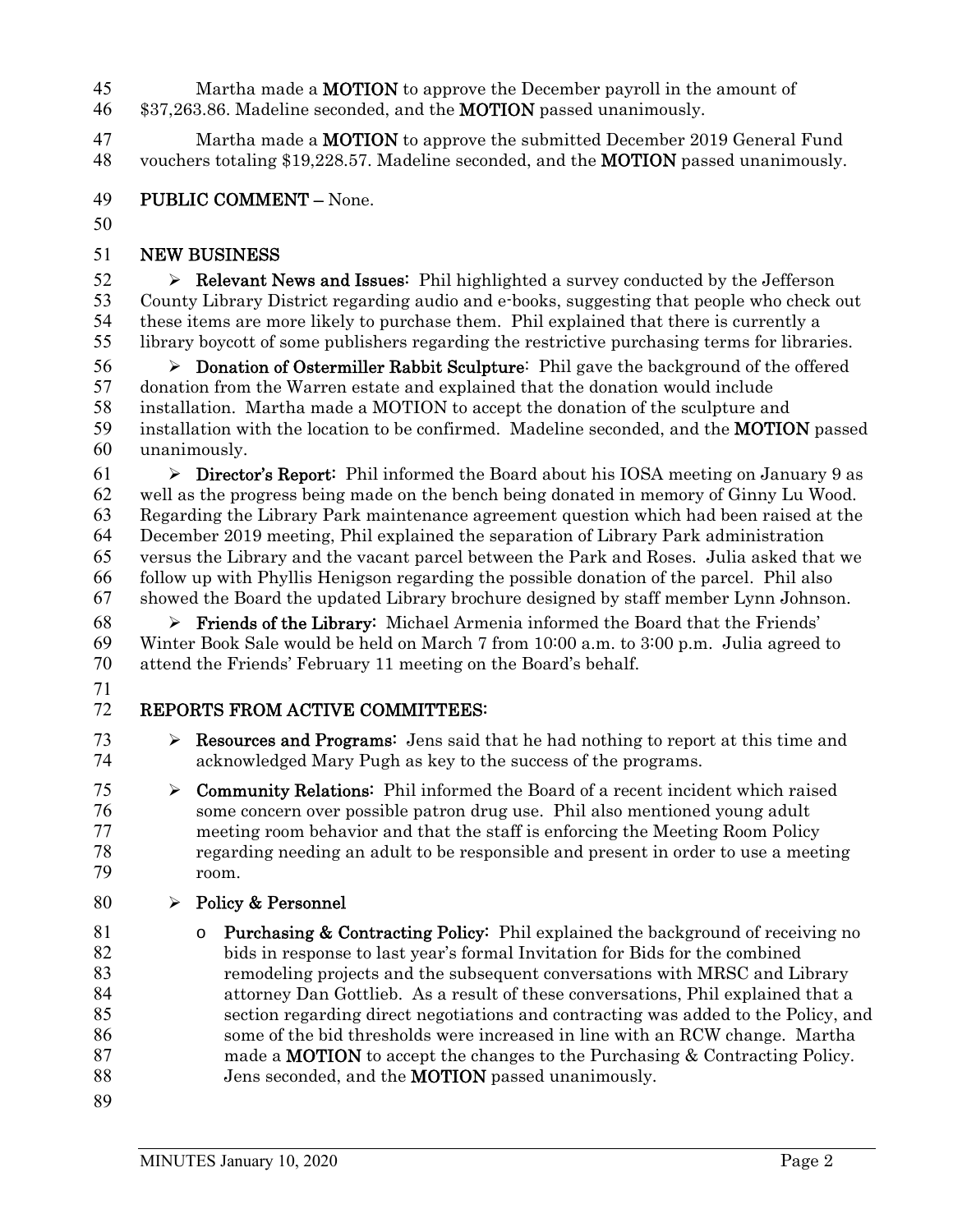Martha made a **MOTION** to approve the December payroll in the amount of $37,263.86. Madeline seconded, and the **MOTION** passed unanimously.

Martha made a **MOTION** to approve the submitted December 2019 General Fund vouchers totaling $19,228.57. Madeline seconded, and the **MOTION** passed unanimously.

**PUBLIC COMMENT –** None.

**NEW BUSINESS**

- **Relevant News and Issues:** Phil highlighted a survey conducted by the Jefferson County Library District regarding audio and e-books, suggesting that people who check out these items are more likely to purchase them. Phil explained that there is currently a library boycott of some publishers regarding the restrictive purchasing terms for libraries.
- **Donation of Ostermiller Rabbit Sculpture:** Phil gave the background of the offered donation from the Warren estate and explained that the donation would include installation. Martha made a MOTION to accept the donation of the sculpture and installation with the location to be confirmed. Madeline seconded, and the **MOTION** passed unanimously.
- **Director's Report:** Phil informed the Board about his IOSA meeting on January 9 as well as the progress being made on the bench being donated in memory of Ginny Lu Wood. Regarding the Library Park maintenance agreement question which had been raised at the December 2019 meeting, Phil explained the separation of Library Park administration versus the Library and the vacant parcel between the Park and Roses. Julia asked that we follow up with Phyllis Henigson regarding the possible donation of the parcel. Phil also showed the Board the updated Library brochure designed by staff member Lynn Johnson.
- **Friends of the Library:** Michael Armenia informed the Board that the Friends' Winter Book Sale would be held on March 7 from 10:00 a.m. to 3:00 p.m. Julia agreed to attend the Friends' February 11 meeting on the Board's behalf.

**REPORTS FROM ACTIVE COMMITTEES:**

- **Resources and Programs:** Jens said that he had nothing to report at this time and acknowledged Mary Pugh as key to the success of the programs.
- **Community Relations:** Phil informed the Board of a recent incident which raised some concern over possible patron drug use. Phil also mentioned young adult meeting room behavior and that the staff is enforcing the Meeting Room Policy regarding needing an adult to be responsible and present in order to use a meeting room.
- **Policy & Personnel**
  - **Purchasing & Contracting Policy:** Phil explained the background of receiving no bids in response to last year's formal Invitation for Bids for the combined remodeling projects and the subsequent conversations with MRSC and Library attorney Dan Gottlieb. As a result of these conversations, Phil explained that a section regarding direct negotiations and contracting was added to the Policy, and some of the bid thresholds were increased in line with an RCW change. Martha made a **MOTION** to accept the changes to the Purchasing & Contracting Policy. Jens seconded, and the **MOTION** passed unanimously.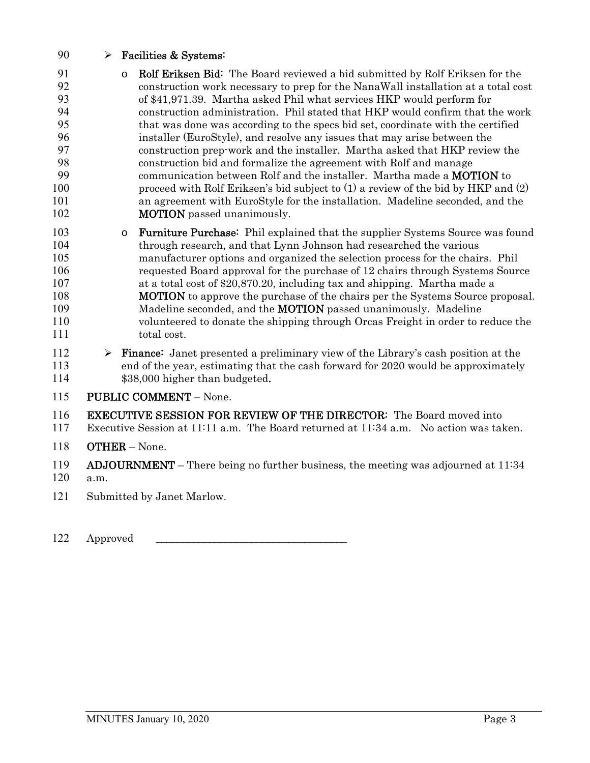- **Facilities & Systems:**
  - **Rolf Eriksen Bid:** The Board reviewed a bid submitted by Rolf Eriksen for the construction work necessary to prep for the NanaWall installation at a total cost of $41,971.39. Martha asked Phil what services HKP would perform for construction administration. Phil stated that HKP would confirm that the work that was done was according to the specs bid set, coordinate with the certified installer (EuroStyle), and resolve any issues that may arise between the construction prep-work and the installer. Martha asked that HKP review the construction bid and formalize the agreement with Rolf and manage communication between Rolf and the installer. Martha made a **MOTION** to proceed with Rolf Eriksen's bid subject to (1) a review of the bid by HKP and (2) an agreement with EuroStyle for the installation. Madeline seconded, and the **MOTION** passed unanimously.
  - **Furniture Purchase:** Phil explained that the supplier Systems Source was found through research, and that Lynn Johnson had researched the various manufacturer options and organized the selection process for the chairs. Phil requested Board approval for the purchase of 12 chairs through Systems Source at a total cost of $20,870.20, including tax and shipping. Martha made a **MOTION** to approve the purchase of the chairs per the Systems Source proposal. Madeline seconded, and the **MOTION** passed unanimously. Madeline volunteered to donate the shipping through Orcas Freight in order to reduce the total cost.
- **Finance:** Janet presented a preliminary view of the Library's cash position at the end of the year, estimating that the cash forward for 2020 would be approximately $38,000 higher than budgeted.

**PUBLIC COMMENT** – None.

**EXECUTIVE SESSION FOR REVIEW OF THE DIRECTOR:** The Board moved into Executive Session at 11:11 a.m. The Board returned at 11:34 a.m. No action was taken.

**OTHER** – None.

**ADJOURNMENT** – There being no further business, the meeting was adjourned at 11:34 a.m.

Submitted by Janet Marlow.

Approved \_\_\_\_\_\_\_\_\_\_\_\_\_\_\_\_\_\_\_\_\_\_\_\_\_\_\_\_\_\_\_\_\_\_\_\_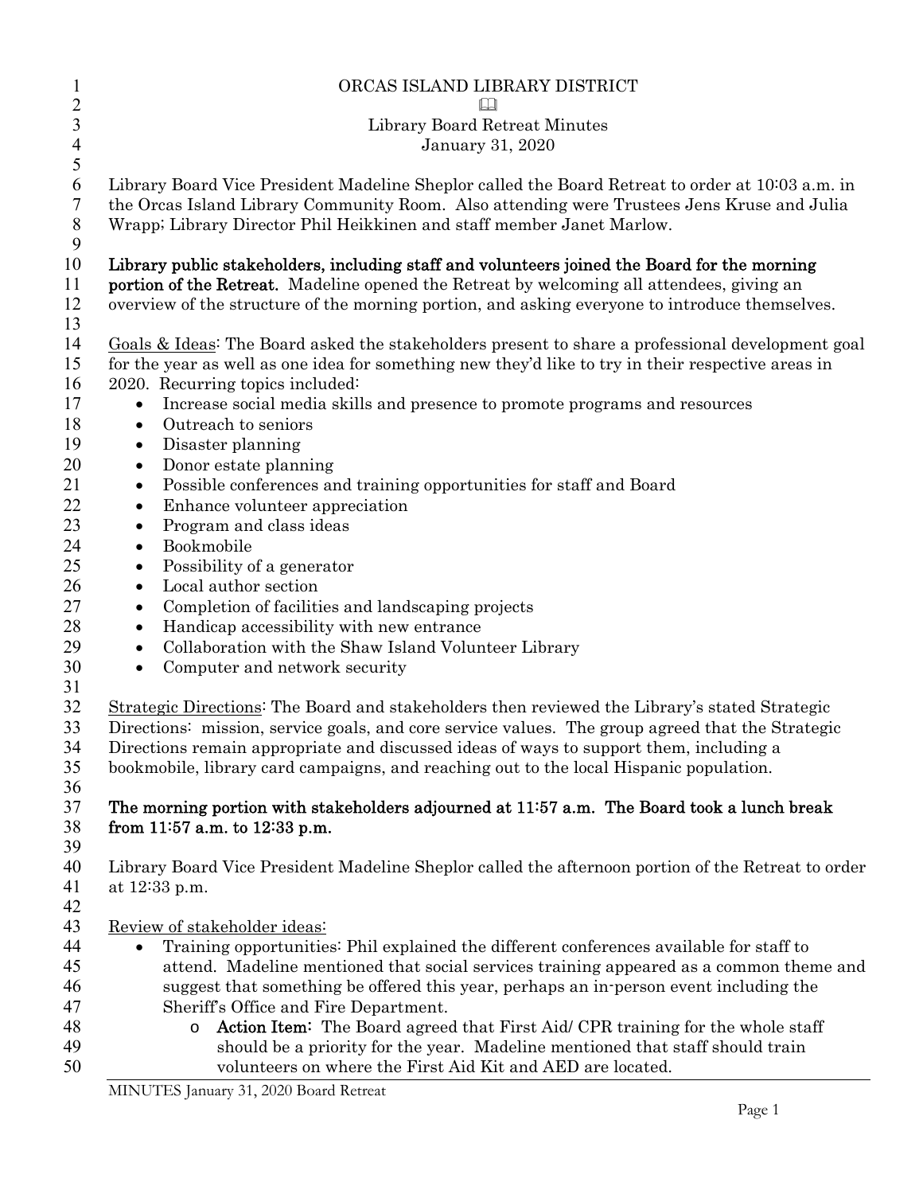ORCAS ISLAND LIBRARY DISTRICT

Library Board Retreat Minutes

January 31, 2020

Library Board Vice President Madeline Sheplor called the Board Retreat to order at 10:03 a.m. in the Orcas Island Library Community Room. Also attending were Trustees Jens Kruse and Julia Wrapp; Library Director Phil Heikkinen and staff member Janet Marlow.

**Library public stakeholders, including staff and volunteers joined the Board for the morning portion of the Retreat.** Madeline opened the Retreat by welcoming all attendees, giving an overview of the structure of the morning portion, and asking everyone to introduce themselves.

Goals & Ideas: The Board asked the stakeholders present to share a professional development goal for the year as well as one idea for something new they'd like to try in their respective areas in 2020. Recurring topics included:

- Increase social media skills and presence to promote programs and resources
- Outreach to seniors
- Disaster planning
- Donor estate planning
- Possible conferences and training opportunities for staff and Board
- Enhance volunteer appreciation
- Program and class ideas
- Bookmobile
- Possibility of a generator
- Local author section
- Completion of facilities and landscaping projects
- Handicap accessibility with new entrance
- Collaboration with the Shaw Island Volunteer Library
- Computer and network security

Strategic Directions: The Board and stakeholders then reviewed the Library's stated Strategic Directions: mission, service goals, and core service values. The group agreed that the Strategic Directions remain appropriate and discussed ideas of ways to support them, including a bookmobile, library card campaigns, and reaching out to the local Hispanic population.

**The morning portion with stakeholders adjourned at 11:57 a.m. The Board took a lunch break from 11:57 a.m. to 12:33 p.m.**

Library Board Vice President Madeline Sheplor called the afternoon portion of the Retreat to order at 12:33 p.m.

Review of stakeholder ideas:

- Training opportunities: Phil explained the different conferences available for staff to attend. Madeline mentioned that social services training appeared as a common theme and suggest that something be offered this year, perhaps an in-person event including the Sheriff's Office and Fire Department.
  - **Action Item:** The Board agreed that First Aid/ CPR training for the whole staff should be a priority for the year. Madeline mentioned that staff should train volunteers on where the First Aid Kit and AED are located.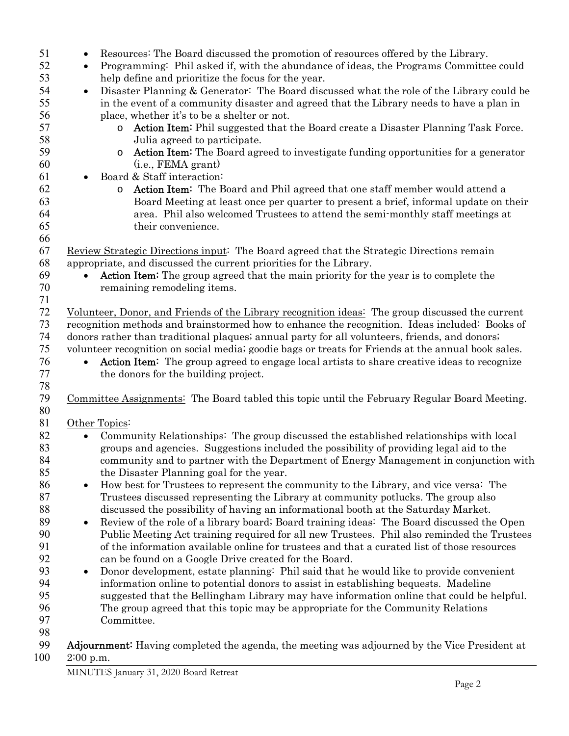- Resources: The Board discussed the promotion of resources offered by the Library.
- Programming: Phil asked if, with the abundance of ideas, the Programs Committee could help define and prioritize the focus for the year.
- Disaster Planning & Generator: The Board discussed what the role of the Library could be in the event of a community disaster and agreed that the Library needs to have a plan in place, whether it's to be a shelter or not.
    - **Action Item:** Phil suggested that the Board create a Disaster Planning Task Force. Julia agreed to participate.
    - **Action Item:** The Board agreed to investigate funding opportunities for a generator (i.e., FEMA grant)
- Board & Staff interaction:
    - **Action Item:** The Board and Phil agreed that one staff member would attend a Board Meeting at least once per quarter to present a brief, informal update on their area. Phil also welcomed Trustees to attend the semi-monthly staff meetings at their convenience.

Review Strategic Directions input: The Board agreed that the Strategic Directions remain appropriate, and discussed the current priorities for the Library.

- **Action Item:** The group agreed that the main priority for the year is to complete the remaining remodeling items.

Volunteer, Donor, and Friends of the Library recognition ideas: The group discussed the current recognition methods and brainstormed how to enhance the recognition. Ideas included: Books of donors rather than traditional plaques; annual party for all volunteers, friends, and donors; volunteer recognition on social media; goodie bags or treats for Friends at the annual book sales.

- **Action Item:** The group agreed to engage local artists to share creative ideas to recognize the donors for the building project.

Committee Assignments: The Board tabled this topic until the February Regular Board Meeting.

Other Topics:

- Community Relationships: The group discussed the established relationships with local groups and agencies. Suggestions included the possibility of providing legal aid to the community and to partner with the Department of Energy Management in conjunction with the Disaster Planning goal for the year.
- How best for Trustees to represent the community to the Library, and vice versa: The Trustees discussed representing the Library at community potlucks. The group also discussed the possibility of having an informational booth at the Saturday Market.
- Review of the role of a library board; Board training ideas: The Board discussed the Open Public Meeting Act training required for all new Trustees. Phil also reminded the Trustees of the information available online for trustees and that a curated list of those resources can be found on a Google Drive created for the Board.
- Donor development, estate planning: Phil said that he would like to provide convenient information online to potential donors to assist in establishing bequests. Madeline suggested that the Bellingham Library may have information online that could be helpful. The group agreed that this topic may be appropriate for the Community Relations Committee.

**Adjournment:** Having completed the agenda, the meeting was adjourned by the Vice President at 2:00 p.m.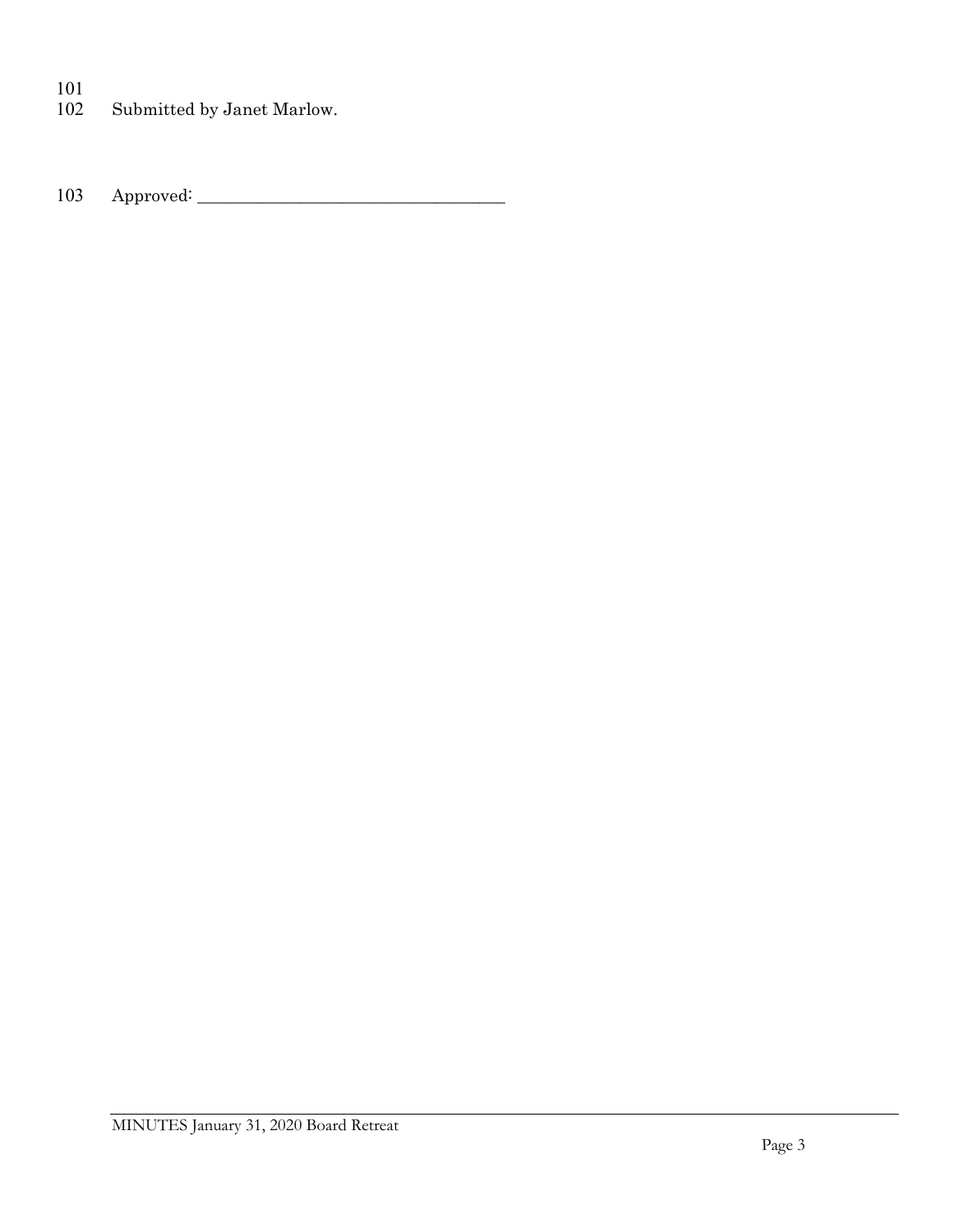101
102 Submitted by Janet Marlow.

103 Approved: ___________________________________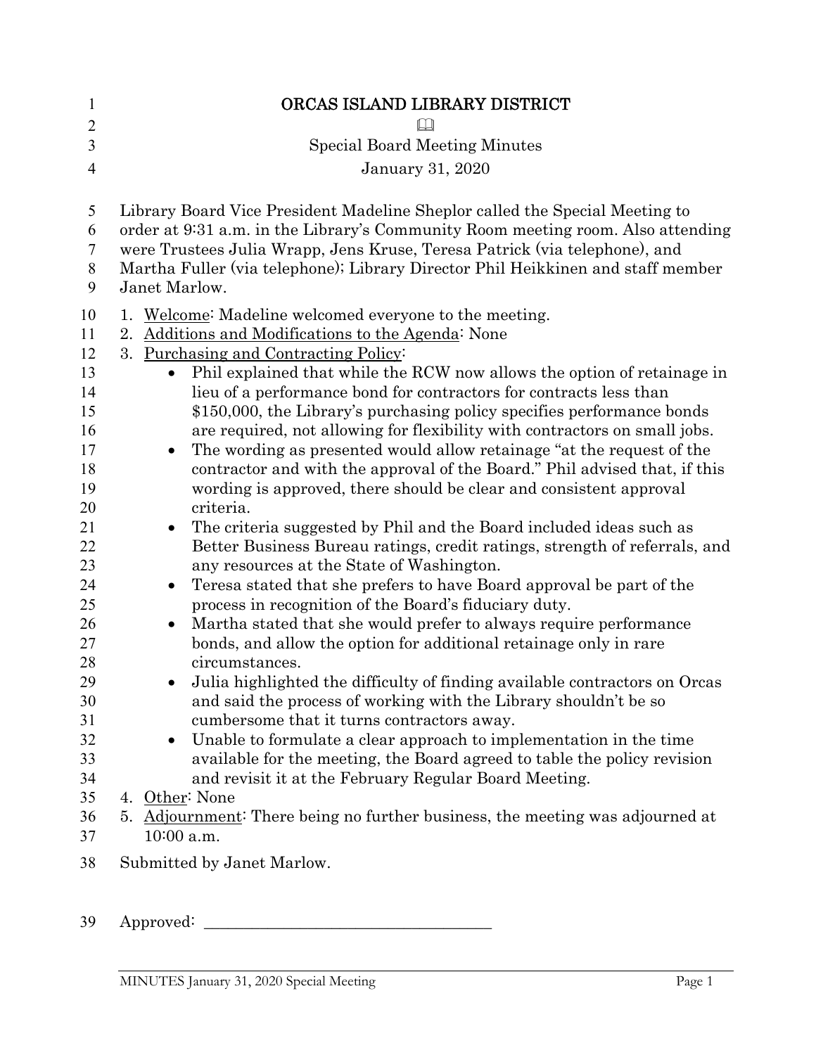# ORCAS ISLAND LIBRARY DISTRICT

Special Board Meeting Minutes

January 31, 2020

Library Board Vice President Madeline Sheplor called the Special Meeting to order at 9:31 a.m. in the Library's Community Room meeting room. Also attending were Trustees Julia Wrapp, Jens Kruse, Teresa Patrick (via telephone), and Martha Fuller (via telephone); Library Director Phil Heikkinen and staff member Janet Marlow.

1. Welcome: Madeline welcomed everyone to the meeting.
2. Additions and Modifications to the Agenda: None
3. Purchasing and Contracting Policy:
   - Phil explained that while the RCW now allows the option of retainage in lieu of a performance bond for contractors for contracts less than $150,000, the Library's purchasing policy specifies performance bonds are required, not allowing for flexibility with contractors on small jobs.
   - The wording as presented would allow retainage "at the request of the contractor and with the approval of the Board." Phil advised that, if this wording is approved, there should be clear and consistent approval criteria.
   - The criteria suggested by Phil and the Board included ideas such as Better Business Bureau ratings, credit ratings, strength of referrals, and any resources at the State of Washington.
   - Teresa stated that she prefers to have Board approval be part of the process in recognition of the Board's fiduciary duty.
   - Martha stated that she would prefer to always require performance bonds, and allow the option for additional retainage only in rare circumstances.
   - Julia highlighted the difficulty of finding available contractors on Orcas and said the process of working with the Library shouldn't be so cumbersome that it turns contractors away.
   - Unable to formulate a clear approach to implementation in the time available for the meeting, the Board agreed to table the policy revision and revisit it at the February Regular Board Meeting.
4. Other: None
5. Adjournment: There being no further business, the meeting was adjourned at 10:00 a.m.

Submitted by Janet Marlow.

Approved: ___________________________________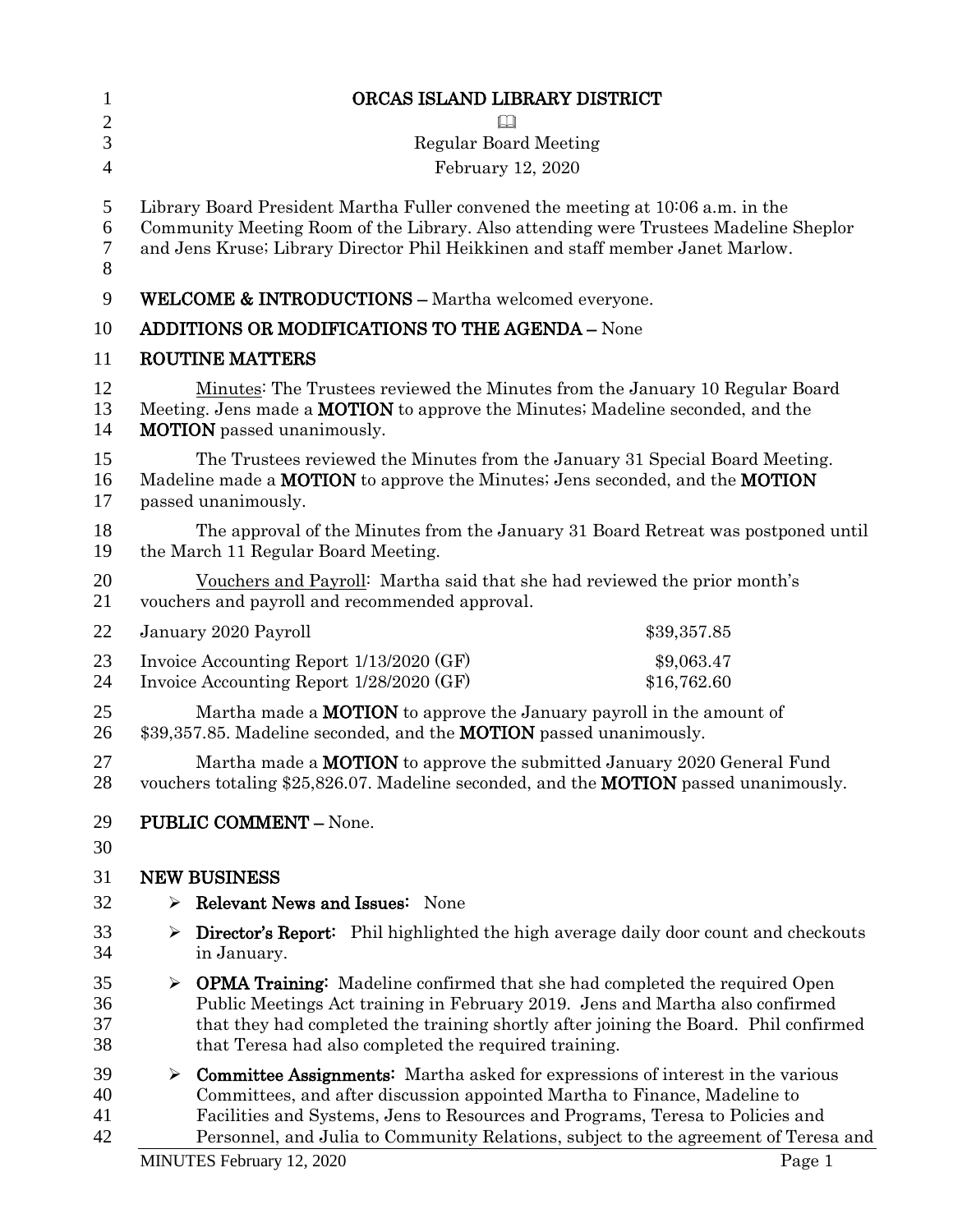# ORCAS ISLAND LIBRARY DISTRICT

📖

Regular Board Meeting

February 12, 2020

Library Board President Martha Fuller convened the meeting at 10:06 a.m. in the Community Meeting Room of the Library. Also attending were Trustees Madeline Sheplor and Jens Kruse; Library Director Phil Heikkinen and staff member Janet Marlow.

**WELCOME & INTRODUCTIONS –** Martha welcomed everyone.

**ADDITIONS OR MODIFICATIONS TO THE AGENDA –** None

**ROUTINE MATTERS**

Minutes: The Trustees reviewed the Minutes from the January 10 Regular Board Meeting. Jens made a **MOTION** to approve the Minutes; Madeline seconded, and the **MOTION** passed unanimously.

The Trustees reviewed the Minutes from the January 31 Special Board Meeting. Madeline made a **MOTION** to approve the Minutes; Jens seconded, and the **MOTION** passed unanimously.

The approval of the Minutes from the January 31 Board Retreat was postponed until the March 11 Regular Board Meeting.

Vouchers and Payroll: Martha said that she had reviewed the prior month's vouchers and payroll and recommended approval.

| | |
|---|---|
| January 2020 Payroll | $39,357.85 |
| Invoice Accounting Report 1/13/2020 (GF) | $9,063.47 |
| Invoice Accounting Report 1/28/2020 (GF) | $16,762.60 |

Martha made a **MOTION** to approve the January payroll in the amount of $39,357.85. Madeline seconded, and the **MOTION** passed unanimously.

Martha made a **MOTION** to approve the submitted January 2020 General Fund vouchers totaling $25,826.07. Madeline seconded, and the **MOTION** passed unanimously.

**PUBLIC COMMENT –** None.

**NEW BUSINESS**

- **Relevant News and Issues:** None
- **Director's Report:** Phil highlighted the high average daily door count and checkouts in January.
- **OPMA Training:** Madeline confirmed that she had completed the required Open Public Meetings Act training in February 2019. Jens and Martha also confirmed that they had completed the training shortly after joining the Board. Phil confirmed that Teresa had also completed the required training.
- **Committee Assignments:** Martha asked for expressions of interest in the various Committees, and after discussion appointed Martha to Finance, Madeline to Facilities and Systems, Jens to Resources and Programs, Teresa to Policies and Personnel, and Julia to Community Relations, subject to the agreement of Teresa and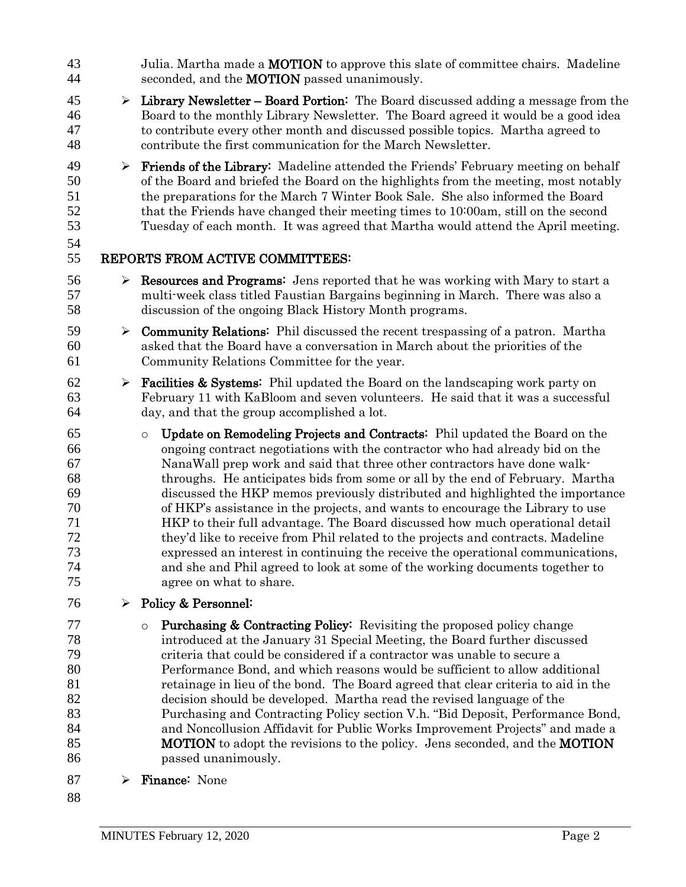Julia. Martha made a **MOTION** to approve this slate of committee chairs. Madeline seconded, and the **MOTION** passed unanimously.

- **Library Newsletter – Board Portion:** The Board discussed adding a message from the Board to the monthly Library Newsletter. The Board agreed it would be a good idea to contribute every other month and discussed possible topics. Martha agreed to contribute the first communication for the March Newsletter.
- **Friends of the Library:** Madeline attended the Friends' February meeting on behalf of the Board and briefed the Board on the highlights from the meeting, most notably the preparations for the March 7 Winter Book Sale. She also informed the Board that the Friends have changed their meeting times to 10:00am, still on the second Tuesday of each month. It was agreed that Martha would attend the April meeting.

## REPORTS FROM ACTIVE COMMITTEES:

- **Resources and Programs:** Jens reported that he was working with Mary to start a multi-week class titled Faustian Bargains beginning in March. There was also a discussion of the ongoing Black History Month programs.
- **Community Relations:** Phil discussed the recent trespassing of a patron. Martha asked that the Board have a conversation in March about the priorities of the Community Relations Committee for the year.
- **Facilities & Systems:** Phil updated the Board on the landscaping work party on February 11 with KaBloom and seven volunteers. He said that it was a successful day, and that the group accomplished a lot.
  - **Update on Remodeling Projects and Contracts:** Phil updated the Board on the ongoing contract negotiations with the contractor who had already bid on the NanaWall prep work and said that three other contractors have done walk-throughs. He anticipates bids from some or all by the end of February. Martha discussed the HKP memos previously distributed and highlighted the importance of HKP's assistance in the projects, and wants to encourage the Library to use HKP to their full advantage. The Board discussed how much operational detail they'd like to receive from Phil related to the projects and contracts. Madeline expressed an interest in continuing the receive the operational communications, and she and Phil agreed to look at some of the working documents together to agree on what to share.
- **Policy & Personnel:**
  - **Purchasing & Contracting Policy:** Revisiting the proposed policy change introduced at the January 31 Special Meeting, the Board further discussed criteria that could be considered if a contractor was unable to secure a Performance Bond, and which reasons would be sufficient to allow additional retainage in lieu of the bond. The Board agreed that clear criteria to aid in the decision should be developed. Martha read the revised language of the Purchasing and Contracting Policy section V.h. "Bid Deposit, Performance Bond, and Noncollusion Affidavit for Public Works Improvement Projects" and made a **MOTION** to adopt the revisions to the policy. Jens seconded, and the **MOTION** passed unanimously.
- **Finance:** None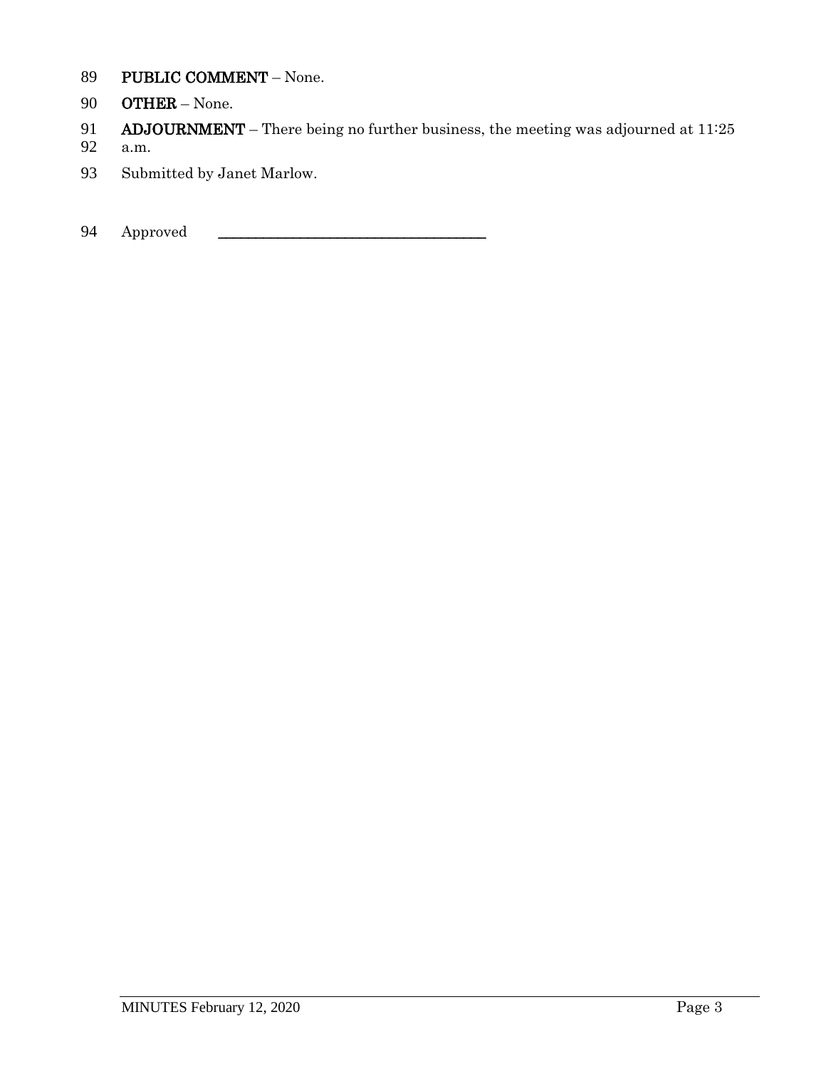**PUBLIC COMMENT** – None.

**OTHER** – None.

**ADJOURNMENT** – There being no further business, the meeting was adjourned at 11:25 a.m.

Submitted by Janet Marlow.

Approved \_\_\_\_\_\_\_\_\_\_\_\_\_\_\_\_\_\_\_\_\_\_\_\_\_\_\_\_\_\_\_\_\_\_\_\_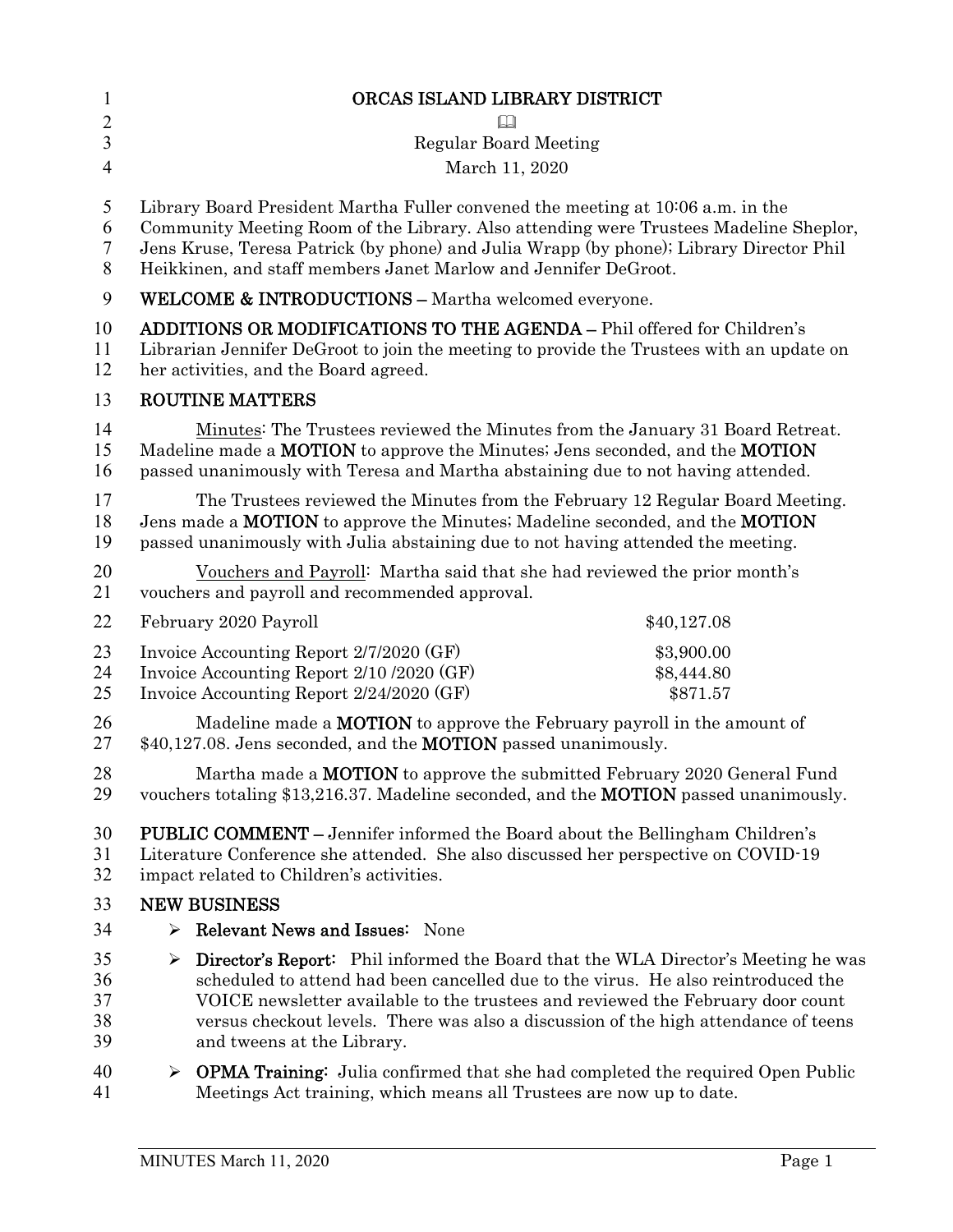# ORCAS ISLAND LIBRARY DISTRICT

📖

Regular Board Meeting

March 11, 2020

Library Board President Martha Fuller convened the meeting at 10:06 a.m. in the Community Meeting Room of the Library. Also attending were Trustees Madeline Sheplor, Jens Kruse, Teresa Patrick (by phone) and Julia Wrapp (by phone); Library Director Phil Heikkinen, and staff members Janet Marlow and Jennifer DeGroot.

**WELCOME & INTRODUCTIONS –** Martha welcomed everyone.

**ADDITIONS OR MODIFICATIONS TO THE AGENDA –** Phil offered for Children's Librarian Jennifer DeGroot to join the meeting to provide the Trustees with an update on her activities, and the Board agreed.

## ROUTINE MATTERS

Minutes: The Trustees reviewed the Minutes from the January 31 Board Retreat. Madeline made a **MOTION** to approve the Minutes; Jens seconded, and the **MOTION** passed unanimously with Teresa and Martha abstaining due to not having attended.

The Trustees reviewed the Minutes from the February 12 Regular Board Meeting. Jens made a **MOTION** to approve the Minutes; Madeline seconded, and the **MOTION** passed unanimously with Julia abstaining due to not having attended the meeting.

Vouchers and Payroll: Martha said that she had reviewed the prior month's vouchers and payroll and recommended approval.

| | |
|---|---|
| February 2020 Payroll | $40,127.08 |
| Invoice Accounting Report 2/7/2020 (GF) | $3,900.00 |
| Invoice Accounting Report 2/10 /2020 (GF) | $8,444.80 |
| Invoice Accounting Report 2/24/2020 (GF) | $871.57 |

Madeline made a **MOTION** to approve the February payroll in the amount of $40,127.08. Jens seconded, and the **MOTION** passed unanimously.

Martha made a **MOTION** to approve the submitted February 2020 General Fund vouchers totaling $13,216.37. Madeline seconded, and the **MOTION** passed unanimously.

**PUBLIC COMMENT –** Jennifer informed the Board about the Bellingham Children's Literature Conference she attended. She also discussed her perspective on COVID-19 impact related to Children's activities.

## NEW BUSINESS

- **Relevant News and Issues:** None
- **Director's Report:** Phil informed the Board that the WLA Director's Meeting he was scheduled to attend had been cancelled due to the virus. He also reintroduced the VOICE newsletter available to the trustees and reviewed the February door count versus checkout levels. There was also a discussion of the high attendance of teens and tweens at the Library.
- **OPMA Training:** Julia confirmed that she had completed the required Open Public Meetings Act training, which means all Trustees are now up to date.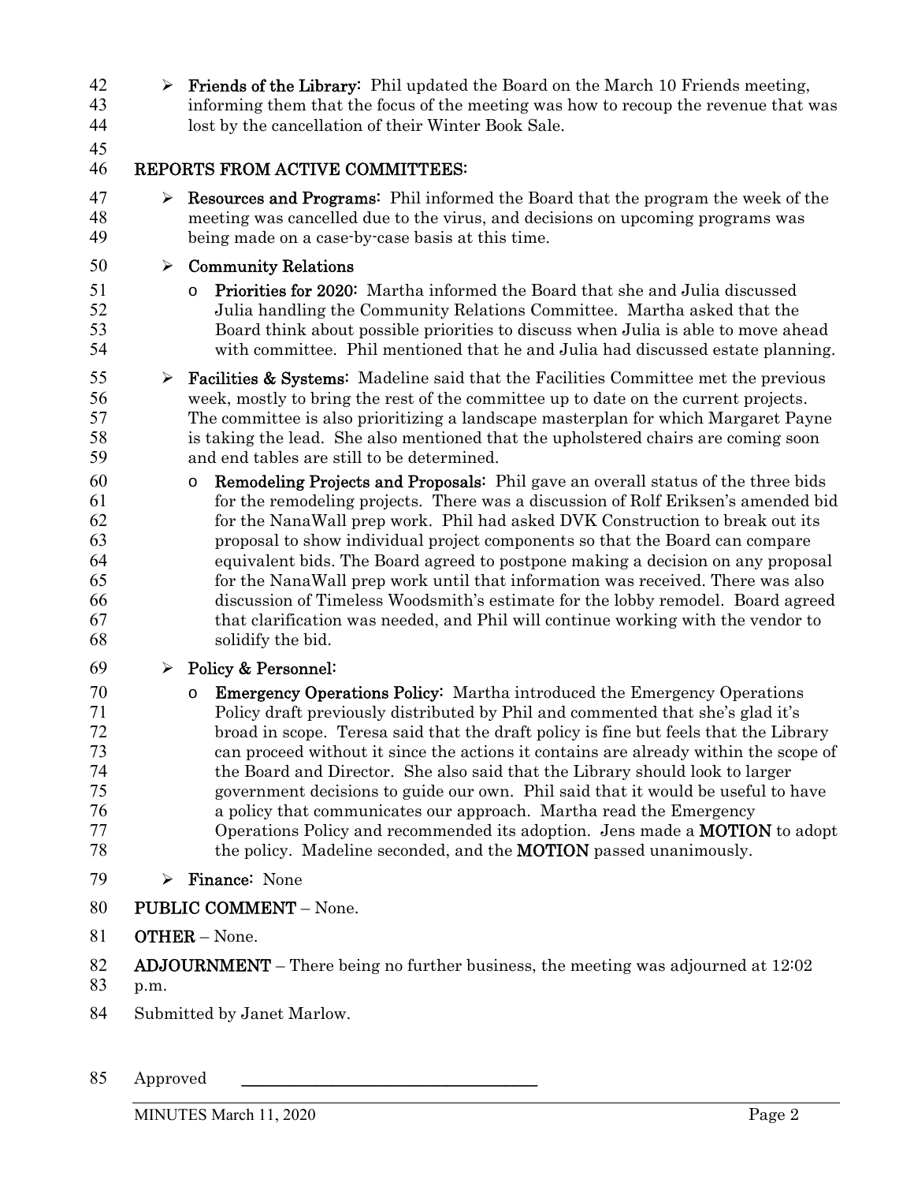- **Friends of the Library:** Phil updated the Board on the March 10 Friends meeting, informing them that the focus of the meeting was how to recoup the revenue that was lost by the cancellation of their Winter Book Sale.

## REPORTS FROM ACTIVE COMMITTEES:

- **Resources and Programs:** Phil informed the Board that the program the week of the meeting was cancelled due to the virus, and decisions on upcoming programs was being made on a case-by-case basis at this time.
- **Community Relations**
  - **Priorities for 2020:** Martha informed the Board that she and Julia discussed Julia handling the Community Relations Committee. Martha asked that the Board think about possible priorities to discuss when Julia is able to move ahead with committee. Phil mentioned that he and Julia had discussed estate planning.
- **Facilities & Systems:** Madeline said that the Facilities Committee met the previous week, mostly to bring the rest of the committee up to date on the current projects. The committee is also prioritizing a landscape masterplan for which Margaret Payne is taking the lead. She also mentioned that the upholstered chairs are coming soon and end tables are still to be determined.
  - **Remodeling Projects and Proposals:** Phil gave an overall status of the three bids for the remodeling projects. There was a discussion of Rolf Eriksen's amended bid for the NanaWall prep work. Phil had asked DVK Construction to break out its proposal to show individual project components so that the Board can compare equivalent bids. The Board agreed to postpone making a decision on any proposal for the NanaWall prep work until that information was received. There was also discussion of Timeless Woodsmith's estimate for the lobby remodel. Board agreed that clarification was needed, and Phil will continue working with the vendor to solidify the bid.
- **Policy & Personnel:**
  - **Emergency Operations Policy:** Martha introduced the Emergency Operations Policy draft previously distributed by Phil and commented that she's glad it's broad in scope. Teresa said that the draft policy is fine but feels that the Library can proceed without it since the actions it contains are already within the scope of the Board and Director. She also said that the Library should look to larger government decisions to guide our own. Phil said that it would be useful to have a policy that communicates our approach. Martha read the Emergency Operations Policy and recommended its adoption. Jens made a **MOTION** to adopt the policy. Madeline seconded, and the **MOTION** passed unanimously.
- **Finance:** None

**PUBLIC COMMENT** – None.

**OTHER** – None.

**ADJOURNMENT** – There being no further business, the meeting was adjourned at 12:02 p.m.

Submitted by Janet Marlow.

Approved \_\_\_\_\_\_\_\_\_\_\_\_\_\_\_\_\_\_\_\_\_\_\_\_\_\_\_\_\_\_\_\_\_\_\_\_

MINUTES March 11, 2020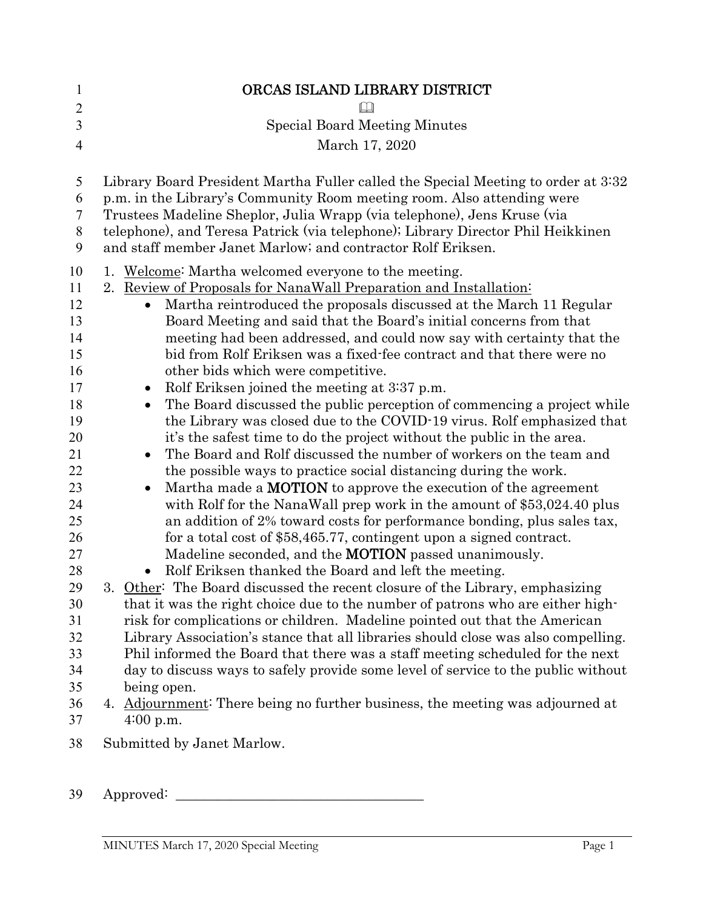# ORCAS ISLAND LIBRARY DISTRICT

📖

Special Board Meeting Minutes

March 17, 2020

Library Board President Martha Fuller called the Special Meeting to order at 3:32 p.m. in the Library's Community Room meeting room. Also attending were Trustees Madeline Sheplor, Julia Wrapp (via telephone), Jens Kruse (via telephone), and Teresa Patrick (via telephone); Library Director Phil Heikkinen and staff member Janet Marlow; and contractor Rolf Eriksen.

1. Welcome: Martha welcomed everyone to the meeting.
2. Review of Proposals for NanaWall Preparation and Installation:
   - Martha reintroduced the proposals discussed at the March 11 Regular Board Meeting and said that the Board's initial concerns from that meeting had been addressed, and could now say with certainty that the bid from Rolf Eriksen was a fixed-fee contract and that there were no other bids which were competitive.
   - Rolf Eriksen joined the meeting at 3:37 p.m.
   - The Board discussed the public perception of commencing a project while the Library was closed due to the COVID-19 virus. Rolf emphasized that it's the safest time to do the project without the public in the area.
   - The Board and Rolf discussed the number of workers on the team and the possible ways to practice social distancing during the work.
   - Martha made a **MOTION** to approve the execution of the agreement with Rolf for the NanaWall prep work in the amount of $53,024.40 plus an addition of 2% toward costs for performance bonding, plus sales tax, for a total cost of $58,465.77, contingent upon a signed contract. Madeline seconded, and the **MOTION** passed unanimously.
   - Rolf Eriksen thanked the Board and left the meeting.
3. Other: The Board discussed the recent closure of the Library, emphasizing that it was the right choice due to the number of patrons who are either high-risk for complications or children. Madeline pointed out that the American Library Association's stance that all libraries should close was also compelling. Phil informed the Board that there was a staff meeting scheduled for the next day to discuss ways to safely provide some level of service to the public without being open.
4. Adjournment: There being no further business, the meeting was adjourned at 4:00 p.m.

Submitted by Janet Marlow.

Approved: ___________________________________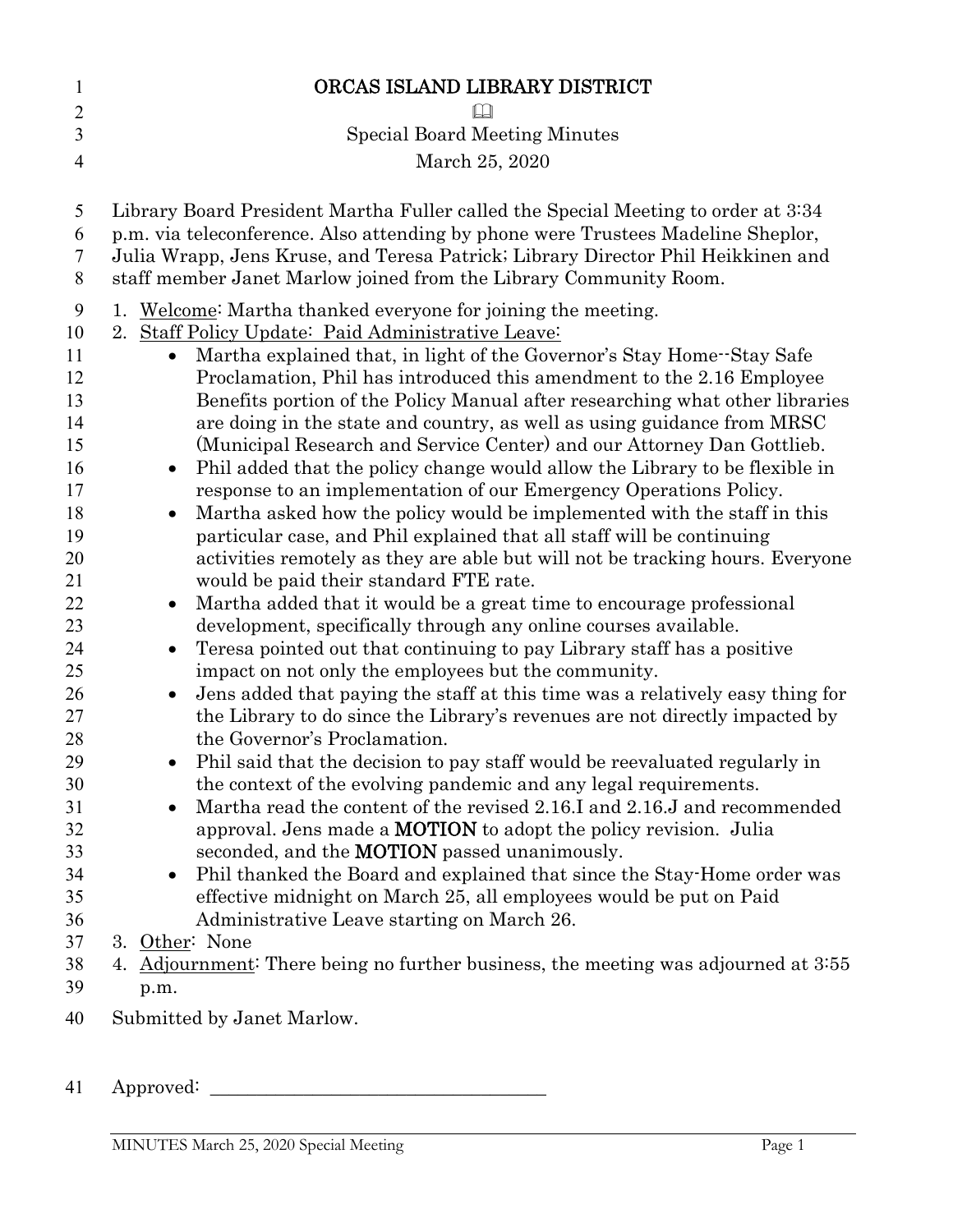# ORCAS ISLAND LIBRARY DISTRICT

📖

Special Board Meeting Minutes

March 25, 2020

Library Board President Martha Fuller called the Special Meeting to order at 3:34 p.m. via teleconference. Also attending by phone were Trustees Madeline Sheplor, Julia Wrapp, Jens Kruse, and Teresa Patrick; Library Director Phil Heikkinen and staff member Janet Marlow joined from the Library Community Room.

1. Welcome: Martha thanked everyone for joining the meeting.
2. Staff Policy Update: Paid Administrative Leave:
   - Martha explained that, in light of the Governor's Stay Home--Stay Safe Proclamation, Phil has introduced this amendment to the 2.16 Employee Benefits portion of the Policy Manual after researching what other libraries are doing in the state and country, as well as using guidance from MRSC (Municipal Research and Service Center) and our Attorney Dan Gottlieb.
   - Phil added that the policy change would allow the Library to be flexible in response to an implementation of our Emergency Operations Policy.
   - Martha asked how the policy would be implemented with the staff in this particular case, and Phil explained that all staff will be continuing activities remotely as they are able but will not be tracking hours. Everyone would be paid their standard FTE rate.
   - Martha added that it would be a great time to encourage professional development, specifically through any online courses available.
   - Teresa pointed out that continuing to pay Library staff has a positive impact on not only the employees but the community.
   - Jens added that paying the staff at this time was a relatively easy thing for the Library to do since the Library's revenues are not directly impacted by the Governor's Proclamation.
   - Phil said that the decision to pay staff would be reevaluated regularly in the context of the evolving pandemic and any legal requirements.
   - Martha read the content of the revised 2.16.I and 2.16.J and recommended approval. Jens made a **MOTION** to adopt the policy revision. Julia seconded, and the **MOTION** passed unanimously.
   - Phil thanked the Board and explained that since the Stay-Home order was effective midnight on March 25, all employees would be put on Paid Administrative Leave starting on March 26.
3. Other: None
4. Adjournment: There being no further business, the meeting was adjourned at 3:55 p.m.

Submitted by Janet Marlow.

Approved: ___________________________________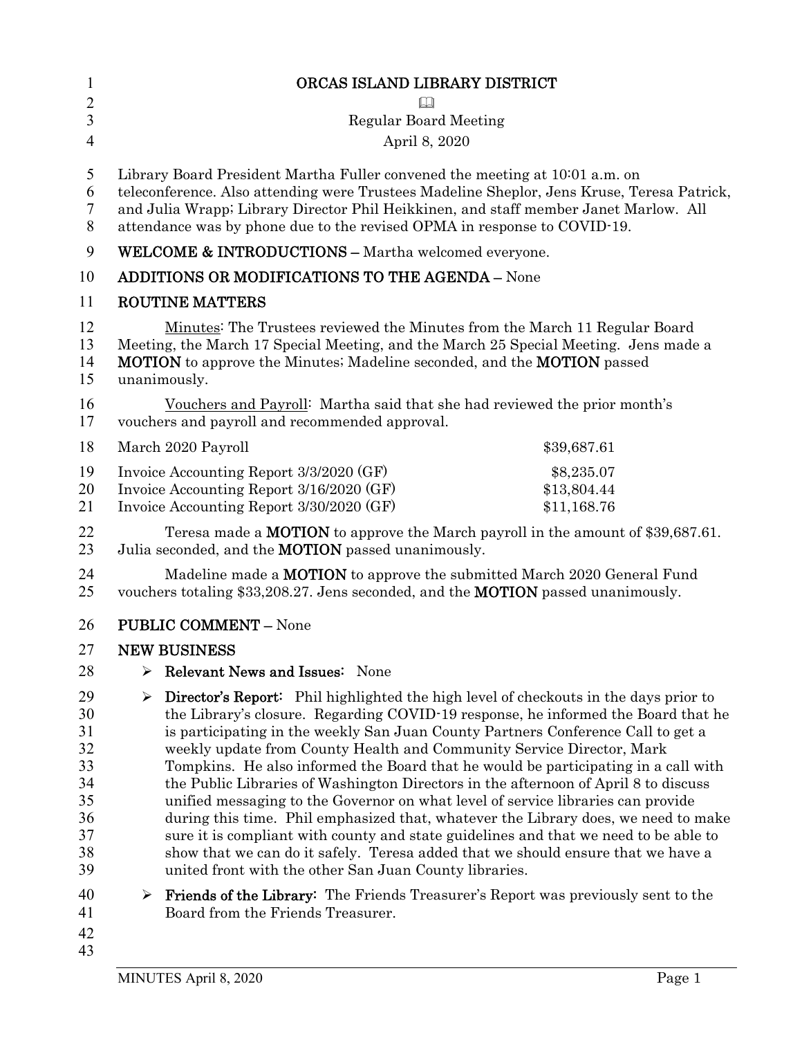# ORCAS ISLAND LIBRARY DISTRICT

📖

Regular Board Meeting

April 8, 2020

Library Board President Martha Fuller convened the meeting at 10:01 a.m. on teleconference. Also attending were Trustees Madeline Sheplor, Jens Kruse, Teresa Patrick, and Julia Wrapp; Library Director Phil Heikkinen, and staff member Janet Marlow. All attendance was by phone due to the revised OPMA in response to COVID-19.

**WELCOME & INTRODUCTIONS –** Martha welcomed everyone.

**ADDITIONS OR MODIFICATIONS TO THE AGENDA –** None

**ROUTINE MATTERS**

Minutes: The Trustees reviewed the Minutes from the March 11 Regular Board Meeting, the March 17 Special Meeting, and the March 25 Special Meeting. Jens made a **MOTION** to approve the Minutes; Madeline seconded, and the **MOTION** passed unanimously.

Vouchers and Payroll: Martha said that she had reviewed the prior month's vouchers and payroll and recommended approval.

| | |
|---|---|
| March 2020 Payroll | $39,687.61 |
| Invoice Accounting Report 3/3/2020 (GF) | $8,235.07 |
| Invoice Accounting Report 3/16/2020 (GF) | $13,804.44 |
| Invoice Accounting Report 3/30/2020 (GF) | $11,168.76 |

Teresa made a **MOTION** to approve the March payroll in the amount of $39,687.61. Julia seconded, and the **MOTION** passed unanimously.

Madeline made a **MOTION** to approve the submitted March 2020 General Fund vouchers totaling $33,208.27. Jens seconded, and the **MOTION** passed unanimously.

**PUBLIC COMMENT –** None

**NEW BUSINESS**

- **Relevant News and Issues:** None
- **Director's Report:** Phil highlighted the high level of checkouts in the days prior to the Library's closure. Regarding COVID-19 response, he informed the Board that he is participating in the weekly San Juan County Partners Conference Call to get a weekly update from County Health and Community Service Director, Mark Tompkins. He also informed the Board that he would be participating in a call with the Public Libraries of Washington Directors in the afternoon of April 8 to discuss unified messaging to the Governor on what level of service libraries can provide during this time. Phil emphasized that, whatever the Library does, we need to make sure it is compliant with county and state guidelines and that we need to be able to show that we can do it safely. Teresa added that we should ensure that we have a united front with the other San Juan County libraries.
- **Friends of the Library:** The Friends Treasurer's Report was previously sent to the Board from the Friends Treasurer.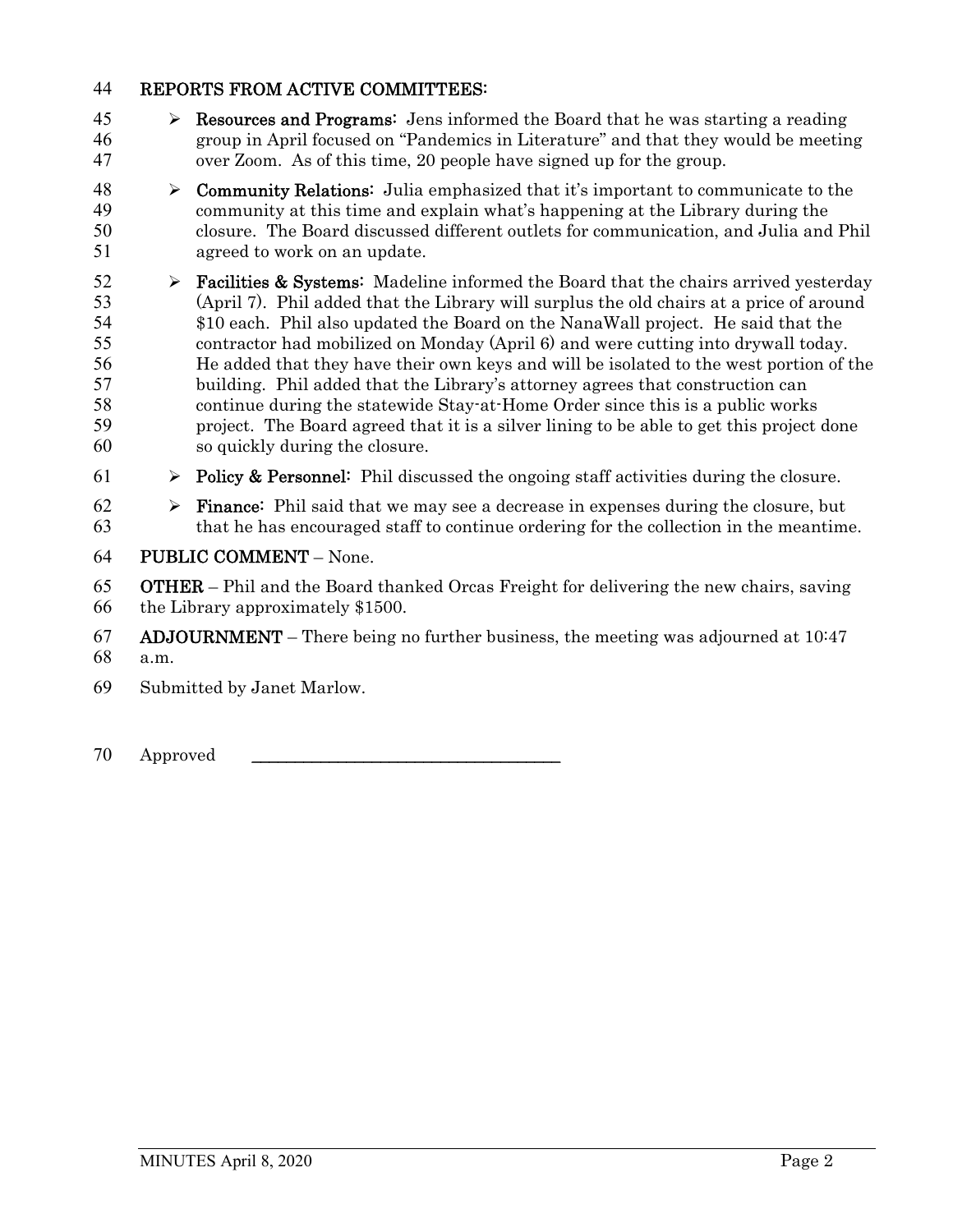**REPORTS FROM ACTIVE COMMITTEES:**

- **Resources and Programs:** Jens informed the Board that he was starting a reading group in April focused on "Pandemics in Literature" and that they would be meeting over Zoom. As of this time, 20 people have signed up for the group.
- **Community Relations:** Julia emphasized that it's important to communicate to the community at this time and explain what's happening at the Library during the closure. The Board discussed different outlets for communication, and Julia and Phil agreed to work on an update.
- **Facilities & Systems:** Madeline informed the Board that the chairs arrived yesterday (April 7). Phil added that the Library will surplus the old chairs at a price of around $10 each. Phil also updated the Board on the NanaWall project. He said that the contractor had mobilized on Monday (April 6) and were cutting into drywall today. He added that they have their own keys and will be isolated to the west portion of the building. Phil added that the Library's attorney agrees that construction can continue during the statewide Stay-at-Home Order since this is a public works project. The Board agreed that it is a silver lining to be able to get this project done so quickly during the closure.
- **Policy & Personnel:** Phil discussed the ongoing staff activities during the closure.
- **Finance:** Phil said that we may see a decrease in expenses during the closure, but that he has encouraged staff to continue ordering for the collection in the meantime.

**PUBLIC COMMENT** – None.

**OTHER** – Phil and the Board thanked Orcas Freight for delivering the new chairs, saving the Library approximately $1500.

**ADJOURNMENT** – There being no further business, the meeting was adjourned at 10:47 a.m.

Submitted by Janet Marlow.

Approved \_\_\_\_\_\_\_\_\_\_\_\_\_\_\_\_\_\_\_\_\_\_\_\_\_\_\_\_\_\_\_\_\_\_\_\_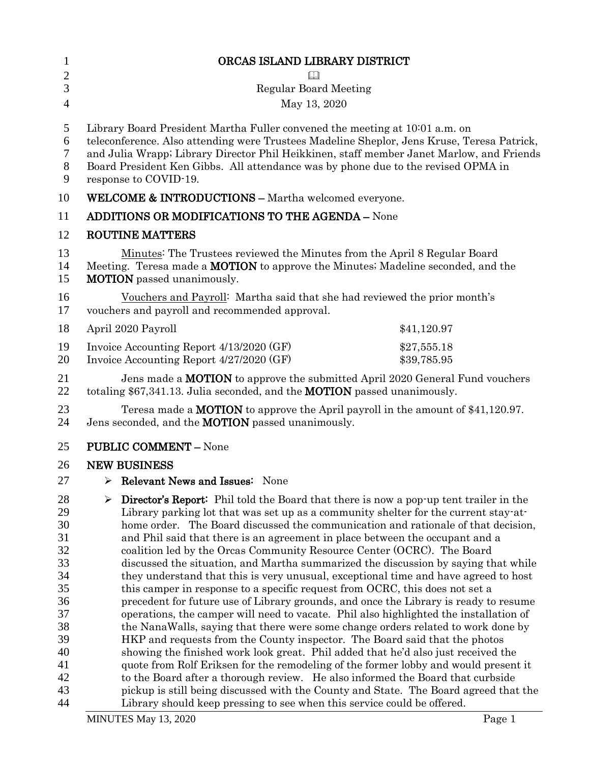# ORCAS ISLAND LIBRARY DISTRICT

Regular Board Meeting

May 13, 2020

Library Board President Martha Fuller convened the meeting at 10:01 a.m. on teleconference. Also attending were Trustees Madeline Sheplor, Jens Kruse, Teresa Patrick, and Julia Wrapp; Library Director Phil Heikkinen, staff member Janet Marlow, and Friends Board President Ken Gibbs. All attendance was by phone due to the revised OPMA in response to COVID-19.

**WELCOME & INTRODUCTIONS –** Martha welcomed everyone.

**ADDITIONS OR MODIFICATIONS TO THE AGENDA –** None

**ROUTINE MATTERS**

Minutes: The Trustees reviewed the Minutes from the April 8 Regular Board Meeting. Teresa made a **MOTION** to approve the Minutes; Madeline seconded, and the **MOTION** passed unanimously.

Vouchers and Payroll: Martha said that she had reviewed the prior month's vouchers and payroll and recommended approval.

| | |
|---|---|
| April 2020 Payroll | $41,120.97 |
| Invoice Accounting Report 4/13/2020 (GF) | $27,555.18 |
| Invoice Accounting Report 4/27/2020 (GF) | $39,785.95 |

Jens made a **MOTION** to approve the submitted April 2020 General Fund vouchers totaling $67,341.13. Julia seconded, and the **MOTION** passed unanimously.

Teresa made a **MOTION** to approve the April payroll in the amount of $41,120.97. Jens seconded, and the **MOTION** passed unanimously.

**PUBLIC COMMENT –** None

**NEW BUSINESS**

- **Relevant News and Issues:** None
- **Director's Report:** Phil told the Board that there is now a pop-up tent trailer in the Library parking lot that was set up as a community shelter for the current stay-at-home order. The Board discussed the communication and rationale of that decision, and Phil said that there is an agreement in place between the occupant and a coalition led by the Orcas Community Resource Center (OCRC). The Board discussed the situation, and Martha summarized the discussion by saying that while they understand that this is very unusual, exceptional time and have agreed to host this camper in response to a specific request from OCRC, this does not set a precedent for future use of Library grounds, and once the Library is ready to resume operations, the camper will need to vacate. Phil also highlighted the installation of the NanaWalls, saying that there were some change orders related to work done by HKP and requests from the County inspector. The Board said that the photos showing the finished work look great. Phil added that he'd also just received the quote from Rolf Eriksen for the remodeling of the former lobby and would present it to the Board after a thorough review. He also informed the Board that curbside pickup is still being discussed with the County and State. The Board agreed that the Library should keep pressing to see when this service could be offered.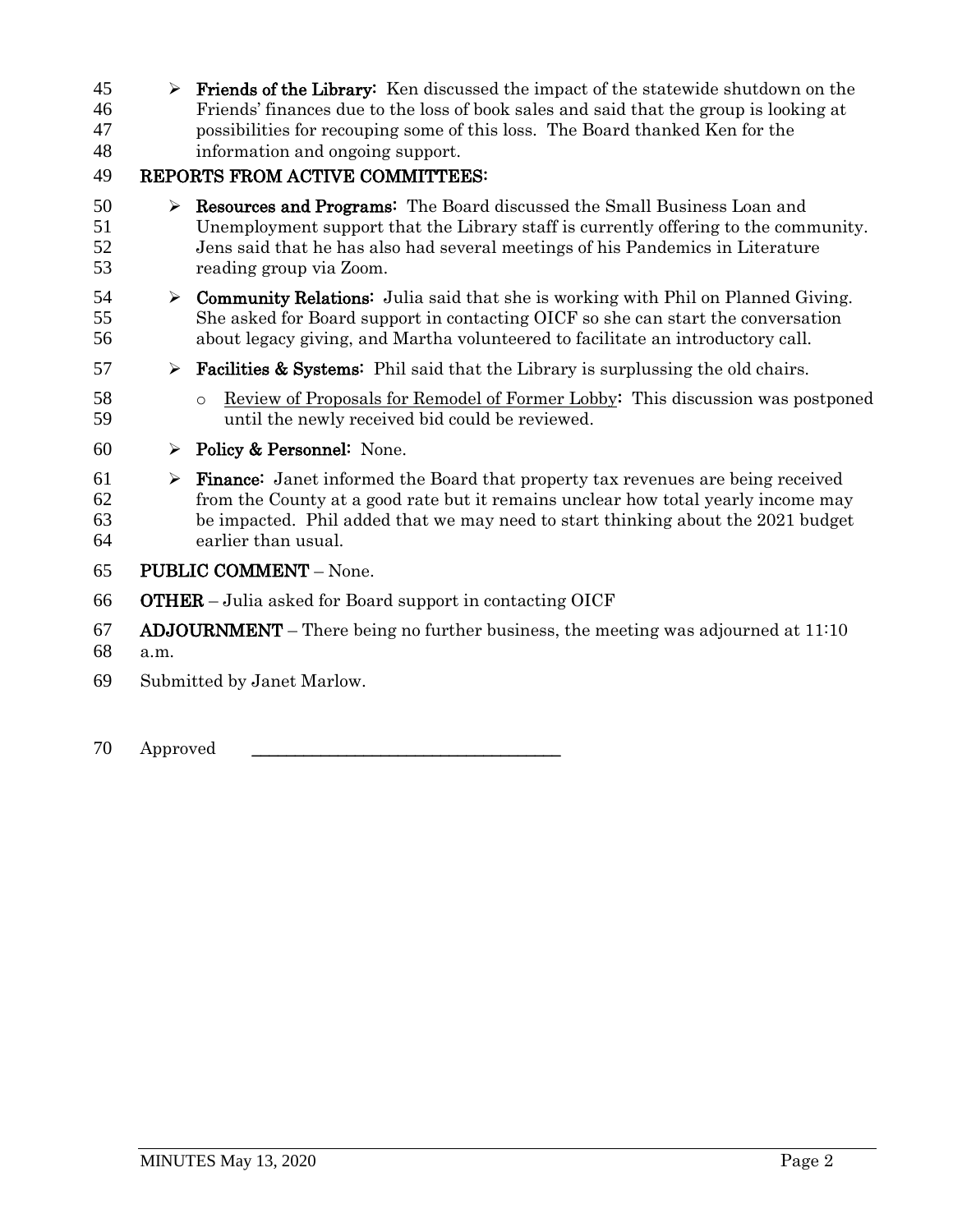- **Friends of the Library:** Ken discussed the impact of the statewide shutdown on the Friends' finances due to the loss of book sales and said that the group is looking at possibilities for recouping some of this loss. The Board thanked Ken for the information and ongoing support.

## REPORTS FROM ACTIVE COMMITTEES:

- **Resources and Programs:** The Board discussed the Small Business Loan and Unemployment support that the Library staff is currently offering to the community. Jens said that he has also had several meetings of his Pandemics in Literature reading group via Zoom.
- **Community Relations:** Julia said that she is working with Phil on Planned Giving. She asked for Board support in contacting OICF so she can start the conversation about legacy giving, and Martha volunteered to facilitate an introductory call.
- **Facilities & Systems:** Phil said that the Library is surplussing the old chairs.
  - Review of Proposals for Remodel of Former Lobby: This discussion was postponed until the newly received bid could be reviewed.
- **Policy & Personnel:** None.
- **Finance:** Janet informed the Board that property tax revenues are being received from the County at a good rate but it remains unclear how total yearly income may be impacted. Phil added that we may need to start thinking about the 2021 budget earlier than usual.

**PUBLIC COMMENT** – None.

**OTHER** – Julia asked for Board support in contacting OICF

**ADJOURNMENT** – There being no further business, the meeting was adjourned at 11:10 a.m.

Submitted by Janet Marlow.

Approved ______________________________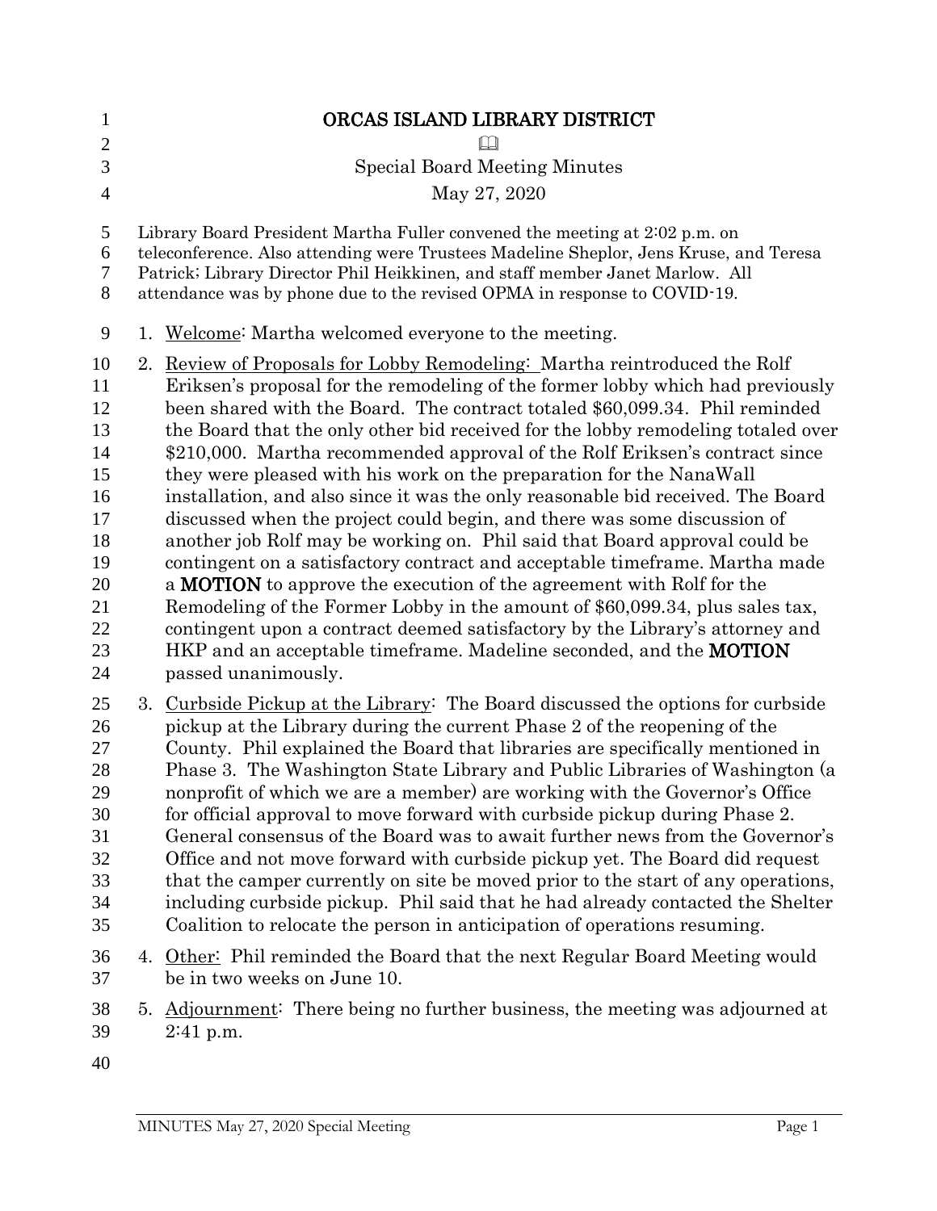# ORCAS ISLAND LIBRARY DISTRICT

📖

Special Board Meeting Minutes

May 27, 2020

Library Board President Martha Fuller convened the meeting at 2:02 p.m. on teleconference. Also attending were Trustees Madeline Sheplor, Jens Kruse, and Teresa Patrick; Library Director Phil Heikkinen, and staff member Janet Marlow. All attendance was by phone due to the revised OPMA in response to COVID-19.

1. Welcome: Martha welcomed everyone to the meeting.
2. Review of Proposals for Lobby Remodeling: Martha reintroduced the Rolf Eriksen's proposal for the remodeling of the former lobby which had previously been shared with the Board. The contract totaled $60,099.34. Phil reminded the Board that the only other bid received for the lobby remodeling totaled over $210,000. Martha recommended approval of the Rolf Eriksen's contract since they were pleased with his work on the preparation for the NanaWall installation, and also since it was the only reasonable bid received. The Board discussed when the project could begin, and there was some discussion of another job Rolf may be working on. Phil said that Board approval could be contingent on a satisfactory contract and acceptable timeframe. Martha made a **MOTION** to approve the execution of the agreement with Rolf for the Remodeling of the Former Lobby in the amount of $60,099.34, plus sales tax, contingent upon a contract deemed satisfactory by the Library's attorney and HKP and an acceptable timeframe. Madeline seconded, and the **MOTION** passed unanimously.
3. Curbside Pickup at the Library: The Board discussed the options for curbside pickup at the Library during the current Phase 2 of the reopening of the County. Phil explained the Board that libraries are specifically mentioned in Phase 3. The Washington State Library and Public Libraries of Washington (a nonprofit of which we are a member) are working with the Governor's Office for official approval to move forward with curbside pickup during Phase 2. General consensus of the Board was to await further news from the Governor's Office and not move forward with curbside pickup yet. The Board did request that the camper currently on site be moved prior to the start of any operations, including curbside pickup. Phil said that he had already contacted the Shelter Coalition to relocate the person in anticipation of operations resuming.
4. Other: Phil reminded the Board that the next Regular Board Meeting would be in two weeks on June 10.
5. Adjournment: There being no further business, the meeting was adjourned at 2:41 p.m.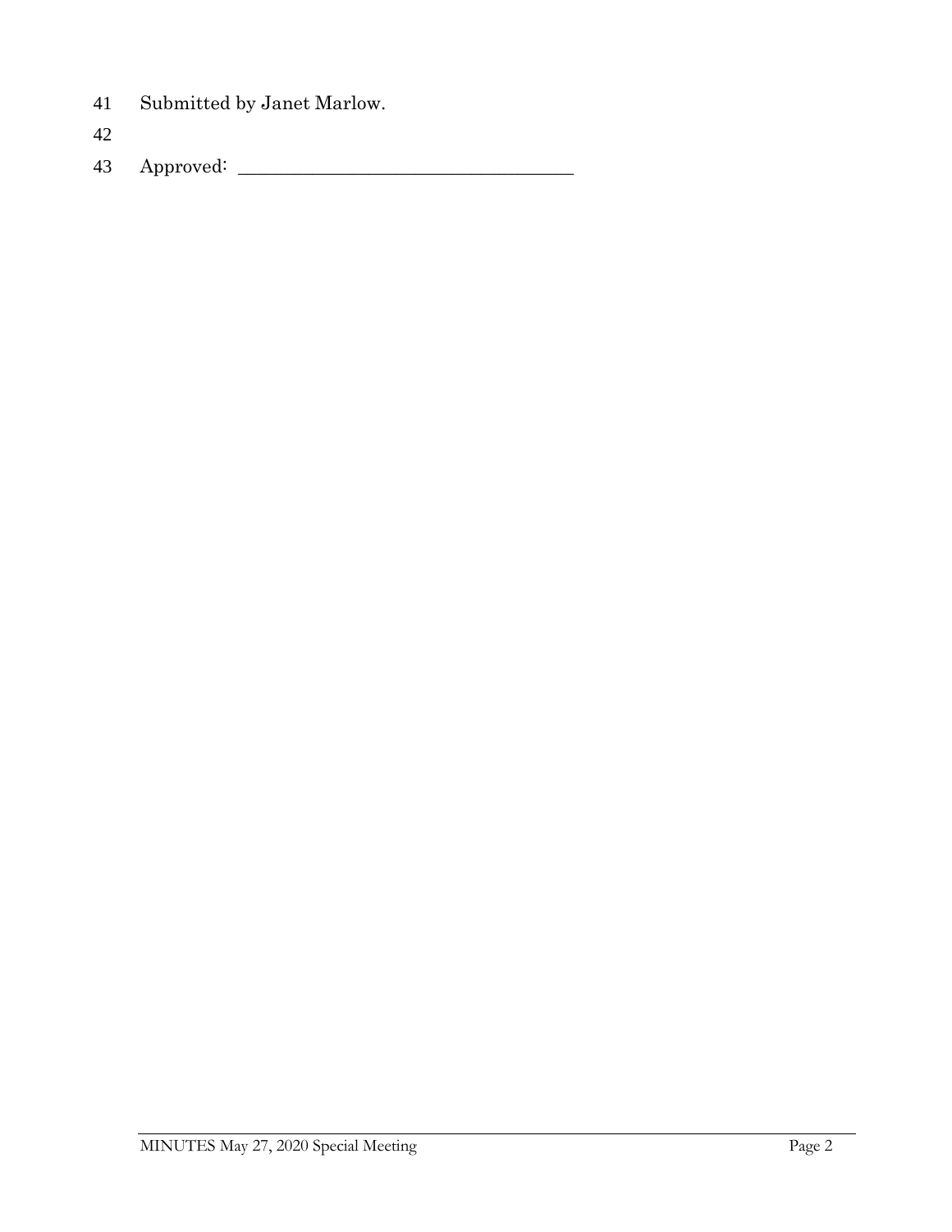41 Submitted by Janet Marlow.

42

43 Approved: ___________________________________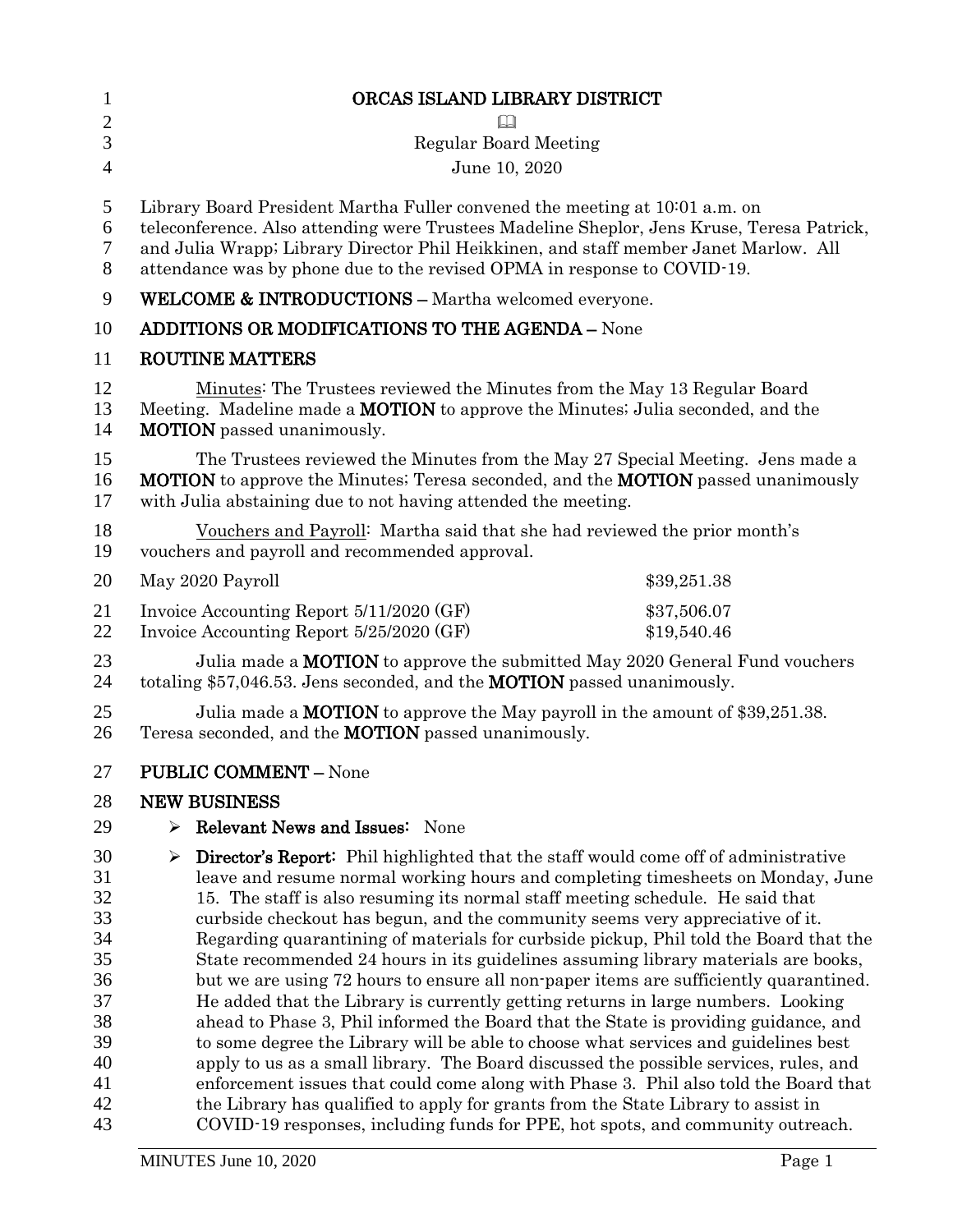# ORCAS ISLAND LIBRARY DISTRICT

Regular Board Meeting

June 10, 2020

Library Board President Martha Fuller convened the meeting at 10:01 a.m. on teleconference. Also attending were Trustees Madeline Sheplor, Jens Kruse, Teresa Patrick, and Julia Wrapp; Library Director Phil Heikkinen, and staff member Janet Marlow. All attendance was by phone due to the revised OPMA in response to COVID-19.

**WELCOME & INTRODUCTIONS –** Martha welcomed everyone.

**ADDITIONS OR MODIFICATIONS TO THE AGENDA –** None

**ROUTINE MATTERS**

Minutes: The Trustees reviewed the Minutes from the May 13 Regular Board Meeting. Madeline made a **MOTION** to approve the Minutes; Julia seconded, and the **MOTION** passed unanimously.

The Trustees reviewed the Minutes from the May 27 Special Meeting. Jens made a **MOTION** to approve the Minutes; Teresa seconded, and the **MOTION** passed unanimously with Julia abstaining due to not having attended the meeting.

Vouchers and Payroll: Martha said that she had reviewed the prior month's vouchers and payroll and recommended approval.

| | |
|---|---|
| May 2020 Payroll | $39,251.38 |
| Invoice Accounting Report 5/11/2020 (GF) | $37,506.07 |
| Invoice Accounting Report 5/25/2020 (GF) | $19,540.46 |

Julia made a **MOTION** to approve the submitted May 2020 General Fund vouchers totaling $57,046.53. Jens seconded, and the **MOTION** passed unanimously.

Julia made a **MOTION** to approve the May payroll in the amount of $39,251.38. Teresa seconded, and the **MOTION** passed unanimously.

**PUBLIC COMMENT –** None

**NEW BUSINESS**

- **Relevant News and Issues:** None
- **Director's Report:** Phil highlighted that the staff would come off of administrative leave and resume normal working hours and completing timesheets on Monday, June 15. The staff is also resuming its normal staff meeting schedule. He said that curbside checkout has begun, and the community seems very appreciative of it. Regarding quarantining of materials for curbside pickup, Phil told the Board that the State recommended 24 hours in its guidelines assuming library materials are books, but we are using 72 hours to ensure all non-paper items are sufficiently quarantined. He added that the Library is currently getting returns in large numbers. Looking ahead to Phase 3, Phil informed the Board that the State is providing guidance, and to some degree the Library will be able to choose what services and guidelines best apply to us as a small library. The Board discussed the possible services, rules, and enforcement issues that could come along with Phase 3. Phil also told the Board that the Library has qualified to apply for grants from the State Library to assist in COVID-19 responses, including funds for PPE, hot spots, and community outreach.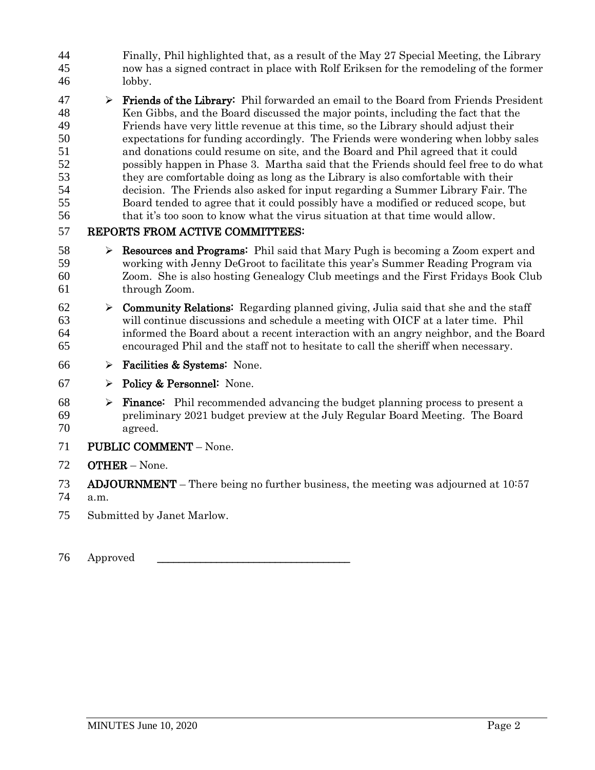Finally, Phil highlighted that, as a result of the May 27 Special Meeting, the Library now has a signed contract in place with Rolf Eriksen for the remodeling of the former lobby.

- **Friends of the Library:** Phil forwarded an email to the Board from Friends President Ken Gibbs, and the Board discussed the major points, including the fact that the Friends have very little revenue at this time, so the Library should adjust their expectations for funding accordingly. The Friends were wondering when lobby sales and donations could resume on site, and the Board and Phil agreed that it could possibly happen in Phase 3. Martha said that the Friends should feel free to do what they are comfortable doing as long as the Library is also comfortable with their decision. The Friends also asked for input regarding a Summer Library Fair. The Board tended to agree that it could possibly have a modified or reduced scope, but that it's too soon to know what the virus situation at that time would allow.

## REPORTS FROM ACTIVE COMMITTEES:

- **Resources and Programs:** Phil said that Mary Pugh is becoming a Zoom expert and working with Jenny DeGroot to facilitate this year's Summer Reading Program via Zoom. She is also hosting Genealogy Club meetings and the First Fridays Book Club through Zoom.
- **Community Relations:** Regarding planned giving, Julia said that she and the staff will continue discussions and schedule a meeting with OICF at a later time. Phil informed the Board about a recent interaction with an angry neighbor, and the Board encouraged Phil and the staff not to hesitate to call the sheriff when necessary.
- **Facilities & Systems:** None.
- **Policy & Personnel:** None.
- **Finance:** Phil recommended advancing the budget planning process to present a preliminary 2021 budget preview at the July Regular Board Meeting. The Board agreed.

**PUBLIC COMMENT** – None.

**OTHER** – None.

**ADJOURNMENT** – There being no further business, the meeting was adjourned at 10:57 a.m.

Submitted by Janet Marlow.

Approved \_\_\_\_\_\_\_\_\_\_\_\_\_\_\_\_\_\_\_\_\_\_\_\_\_\_\_\_\_\_\_\_\_\_\_\_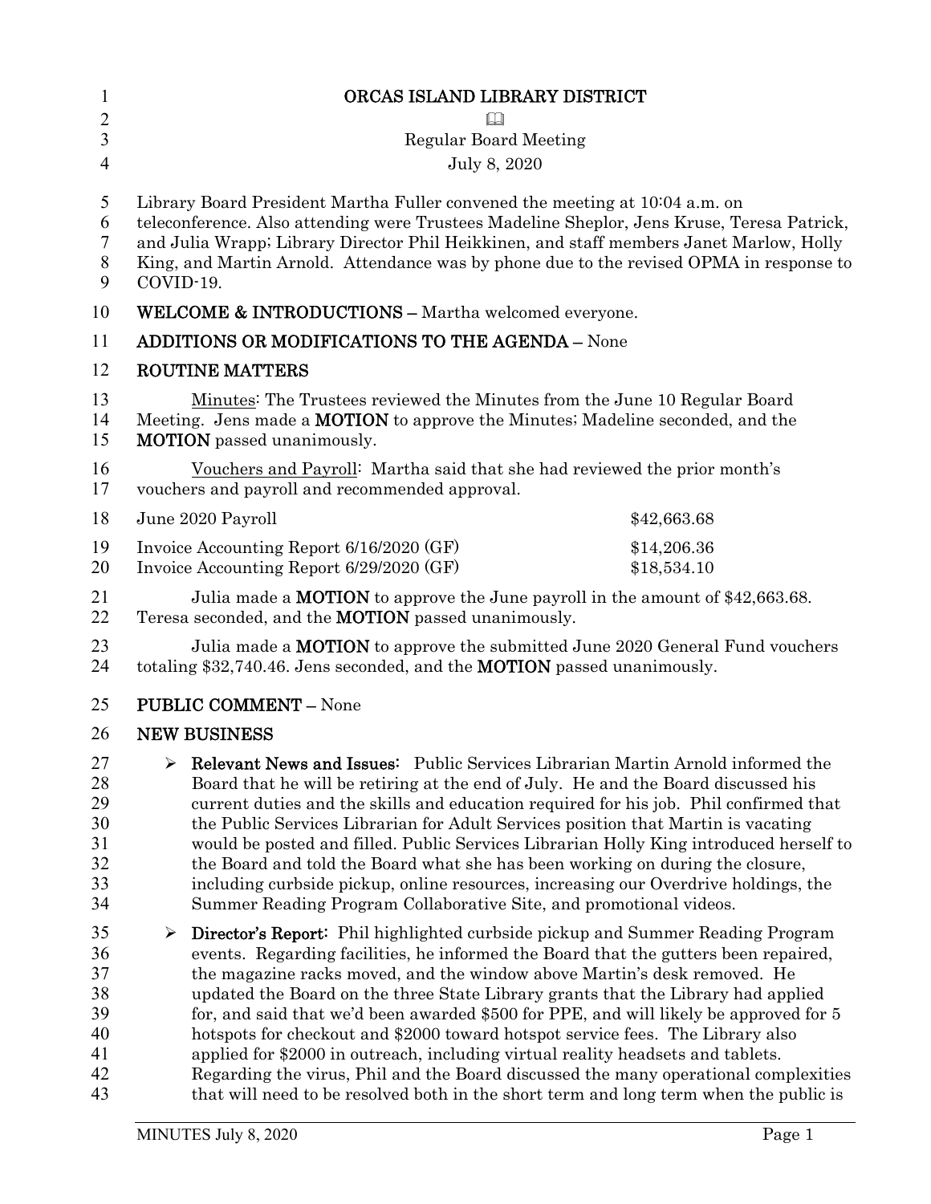# ORCAS ISLAND LIBRARY DISTRICT

Regular Board Meeting

July 8, 2020

Library Board President Martha Fuller convened the meeting at 10:04 a.m. on teleconference. Also attending were Trustees Madeline Sheplor, Jens Kruse, Teresa Patrick, and Julia Wrapp; Library Director Phil Heikkinen, and staff members Janet Marlow, Holly King, and Martin Arnold. Attendance was by phone due to the revised OPMA in response to COVID-19.

**WELCOME & INTRODUCTIONS –** Martha welcomed everyone.

**ADDITIONS OR MODIFICATIONS TO THE AGENDA –** None

**ROUTINE MATTERS**

Minutes: The Trustees reviewed the Minutes from the June 10 Regular Board Meeting. Jens made a **MOTION** to approve the Minutes; Madeline seconded, and the **MOTION** passed unanimously.

Vouchers and Payroll: Martha said that she had reviewed the prior month's vouchers and payroll and recommended approval.

| | |
|---|---|
| June 2020 Payroll | $42,663.68 |
| Invoice Accounting Report 6/16/2020 (GF) | $14,206.36 |
| Invoice Accounting Report 6/29/2020 (GF) | $18,534.10 |

Julia made a **MOTION** to approve the June payroll in the amount of $42,663.68. Teresa seconded, and the **MOTION** passed unanimously.

Julia made a **MOTION** to approve the submitted June 2020 General Fund vouchers totaling $32,740.46. Jens seconded, and the **MOTION** passed unanimously.

**PUBLIC COMMENT –** None

**NEW BUSINESS**

- **Relevant News and Issues:** Public Services Librarian Martin Arnold informed the Board that he will be retiring at the end of July. He and the Board discussed his current duties and the skills and education required for his job. Phil confirmed that the Public Services Librarian for Adult Services position that Martin is vacating would be posted and filled. Public Services Librarian Holly King introduced herself to the Board and told the Board what she has been working on during the closure, including curbside pickup, online resources, increasing our Overdrive holdings, the Summer Reading Program Collaborative Site, and promotional videos.

- **Director's Report:** Phil highlighted curbside pickup and Summer Reading Program events. Regarding facilities, he informed the Board that the gutters been repaired, the magazine racks moved, and the window above Martin's desk removed. He updated the Board on the three State Library grants that the Library had applied for, and said that we'd been awarded $500 for PPE, and will likely be approved for 5 hotspots for checkout and $2000 toward hotspot service fees. The Library also applied for $2000 in outreach, including virtual reality headsets and tablets. Regarding the virus, Phil and the Board discussed the many operational complexities that will need to be resolved both in the short term and long term when the public is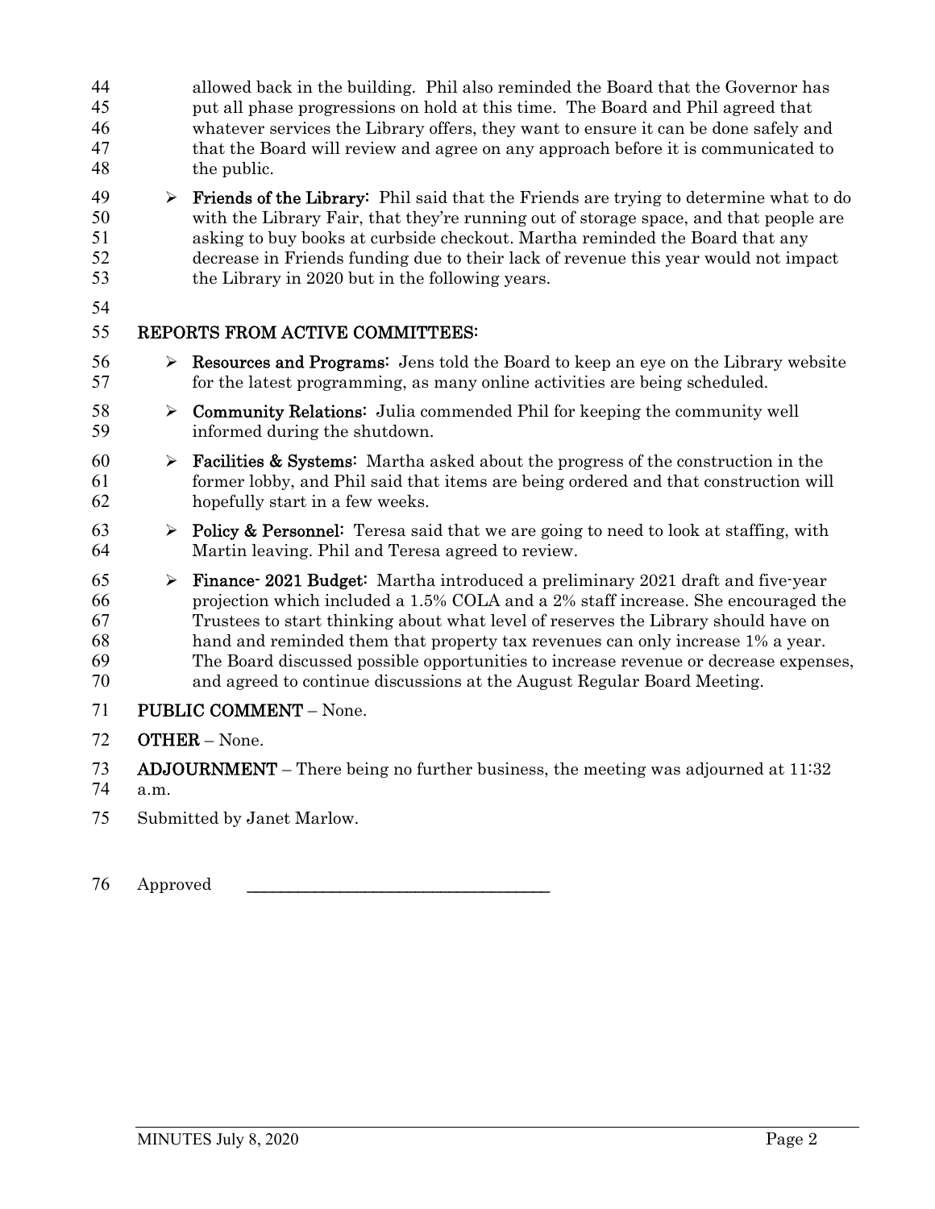allowed back in the building. Phil also reminded the Board that the Governor has put all phase progressions on hold at this time. The Board and Phil agreed that whatever services the Library offers, they want to ensure it can be done safely and that the Board will review and agree on any approach before it is communicated to the public.

- **Friends of the Library:** Phil said that the Friends are trying to determine what to do with the Library Fair, that they're running out of storage space, and that people are asking to buy books at curbside checkout. Martha reminded the Board that any decrease in Friends funding due to their lack of revenue this year would not impact the Library in 2020 but in the following years.

## REPORTS FROM ACTIVE COMMITTEES:

- **Resources and Programs:** Jens told the Board to keep an eye on the Library website for the latest programming, as many online activities are being scheduled.
- **Community Relations:** Julia commended Phil for keeping the community well informed during the shutdown.
- **Facilities & Systems:** Martha asked about the progress of the construction in the former lobby, and Phil said that items are being ordered and that construction will hopefully start in a few weeks.
- **Policy & Personnel:** Teresa said that we are going to need to look at staffing, with Martin leaving. Phil and Teresa agreed to review.
- **Finance- 2021 Budget:** Martha introduced a preliminary 2021 draft and five-year projection which included a 1.5% COLA and a 2% staff increase. She encouraged the Trustees to start thinking about what level of reserves the Library should have on hand and reminded them that property tax revenues can only increase 1% a year. The Board discussed possible opportunities to increase revenue or decrease expenses, and agreed to continue discussions at the August Regular Board Meeting.

**PUBLIC COMMENT** – None.

**OTHER** – None.

**ADJOURNMENT** – There being no further business, the meeting was adjourned at 11:32 a.m.

Submitted by Janet Marlow.

Approved \_\_\_\_\_\_\_\_\_\_\_\_\_\_\_\_\_\_\_\_\_\_\_\_\_\_\_\_\_\_\_\_\_\_\_\_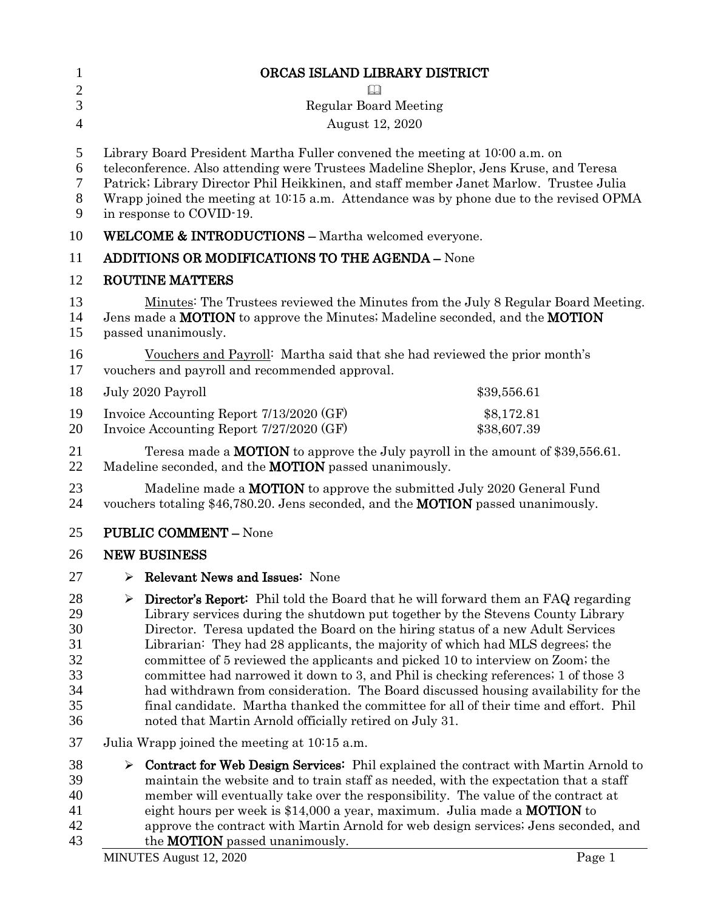# ORCAS ISLAND LIBRARY DISTRICT

📖

Regular Board Meeting

August 12, 2020

Library Board President Martha Fuller convened the meeting at 10:00 a.m. on teleconference. Also attending were Trustees Madeline Sheplor, Jens Kruse, and Teresa Patrick; Library Director Phil Heikkinen, and staff member Janet Marlow. Trustee Julia Wrapp joined the meeting at 10:15 a.m. Attendance was by phone due to the revised OPMA in response to COVID-19.

**WELCOME & INTRODUCTIONS –** Martha welcomed everyone.

**ADDITIONS OR MODIFICATIONS TO THE AGENDA –** None

**ROUTINE MATTERS**

Minutes: The Trustees reviewed the Minutes from the July 8 Regular Board Meeting. Jens made a **MOTION** to approve the Minutes; Madeline seconded, and the **MOTION** passed unanimously.

Vouchers and Payroll: Martha said that she had reviewed the prior month's vouchers and payroll and recommended approval.

| | |
|---|---|
| July 2020 Payroll | $39,556.61 |
| Invoice Accounting Report 7/13/2020 (GF) | $8,172.81 |
| Invoice Accounting Report 7/27/2020 (GF) | $38,607.39 |

Teresa made a **MOTION** to approve the July payroll in the amount of $39,556.61. Madeline seconded, and the **MOTION** passed unanimously.

Madeline made a **MOTION** to approve the submitted July 2020 General Fund vouchers totaling $46,780.20. Jens seconded, and the **MOTION** passed unanimously.

**PUBLIC COMMENT –** None

**NEW BUSINESS**

- **Relevant News and Issues:** None
- **Director's Report:** Phil told the Board that he will forward them an FAQ regarding Library services during the shutdown put together by the Stevens County Library Director. Teresa updated the Board on the hiring status of a new Adult Services Librarian: They had 28 applicants, the majority of which had MLS degrees; the committee of 5 reviewed the applicants and picked 10 to interview on Zoom; the committee had narrowed it down to 3, and Phil is checking references; 1 of those 3 had withdrawn from consideration. The Board discussed housing availability for the final candidate. Martha thanked the committee for all of their time and effort. Phil noted that Martin Arnold officially retired on July 31.

Julia Wrapp joined the meeting at 10:15 a.m.

- **Contract for Web Design Services:** Phil explained the contract with Martin Arnold to maintain the website and to train staff as needed, with the expectation that a staff member will eventually take over the responsibility. The value of the contract at eight hours per week is $14,000 a year, maximum. Julia made a **MOTION** to approve the contract with Martin Arnold for web design services; Jens seconded, and the **MOTION** passed unanimously.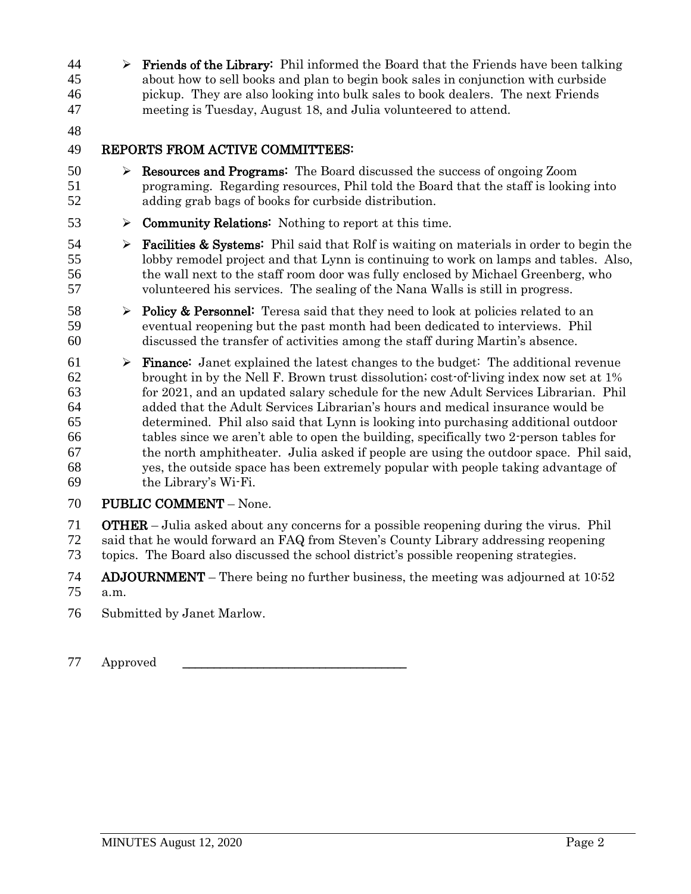- **Friends of the Library:** Phil informed the Board that the Friends have been talking about how to sell books and plan to begin book sales in conjunction with curbside pickup. They are also looking into bulk sales to book dealers. The next Friends meeting is Tuesday, August 18, and Julia volunteered to attend.

## REPORTS FROM ACTIVE COMMITTEES:

- **Resources and Programs:** The Board discussed the success of ongoing Zoom programing. Regarding resources, Phil told the Board that the staff is looking into adding grab bags of books for curbside distribution.
- **Community Relations:** Nothing to report at this time.
- **Facilities & Systems:** Phil said that Rolf is waiting on materials in order to begin the lobby remodel project and that Lynn is continuing to work on lamps and tables. Also, the wall next to the staff room door was fully enclosed by Michael Greenberg, who volunteered his services. The sealing of the Nana Walls is still in progress.
- **Policy & Personnel:** Teresa said that they need to look at policies related to an eventual reopening but the past month had been dedicated to interviews. Phil discussed the transfer of activities among the staff during Martin's absence.
- **Finance:** Janet explained the latest changes to the budget: The additional revenue brought in by the Nell F. Brown trust dissolution; cost-of-living index now set at 1% for 2021, and an updated salary schedule for the new Adult Services Librarian. Phil added that the Adult Services Librarian's hours and medical insurance would be determined. Phil also said that Lynn is looking into purchasing additional outdoor tables since we aren't able to open the building, specifically two 2-person tables for the north amphitheater. Julia asked if people are using the outdoor space. Phil said, yes, the outside space has been extremely popular with people taking advantage of the Library's Wi-Fi.

**PUBLIC COMMENT** – None.

**OTHER** – Julia asked about any concerns for a possible reopening during the virus. Phil said that he would forward an FAQ from Steven's County Library addressing reopening topics. The Board also discussed the school district's possible reopening strategies.

**ADJOURNMENT** – There being no further business, the meeting was adjourned at 10:52 a.m.

Submitted by Janet Marlow.

Approved \_\_\_\_\_\_\_\_\_\_\_\_\_\_\_\_\_\_\_\_\_\_\_\_\_\_\_\_\_\_\_\_\_\_\_\_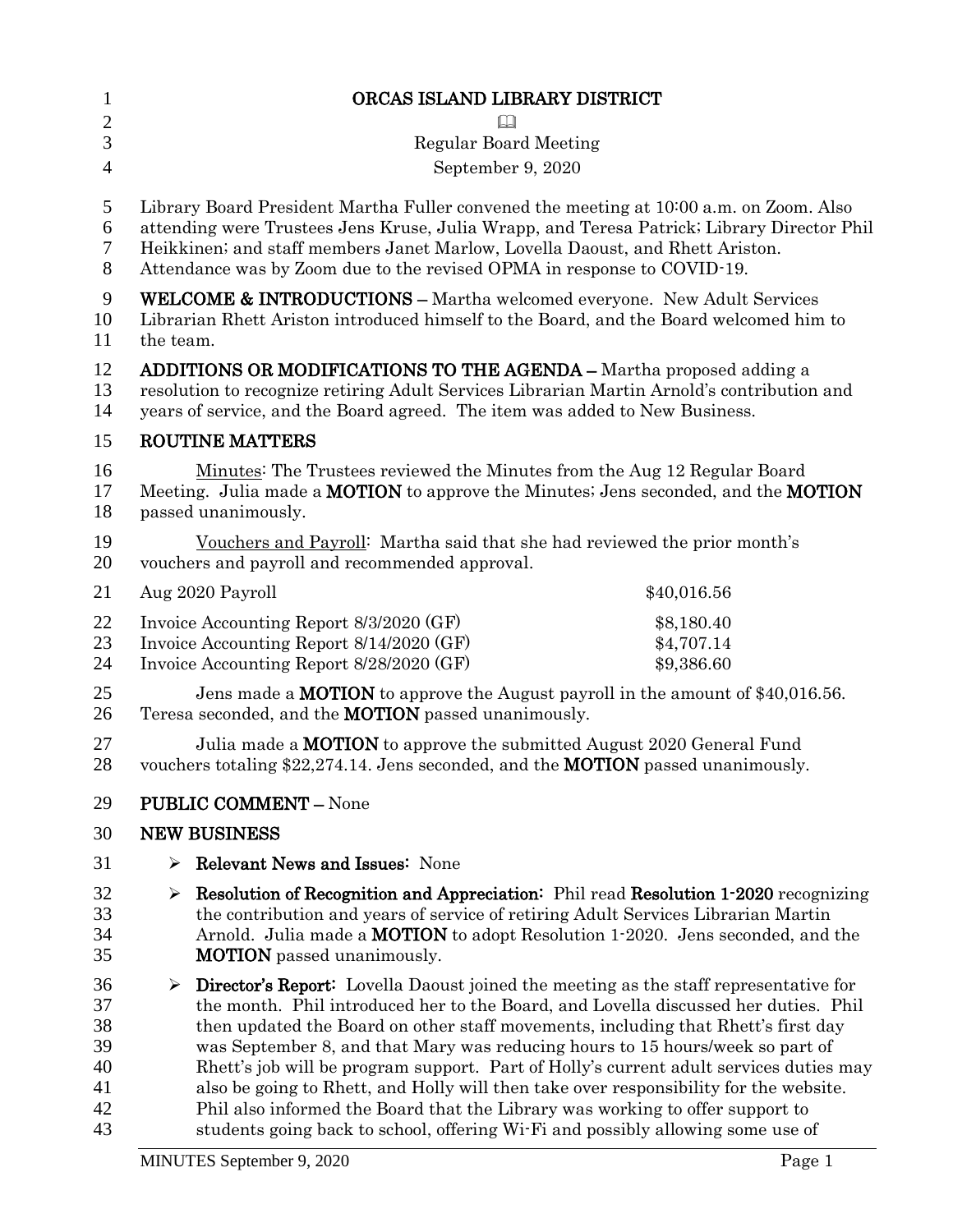# ORCAS ISLAND LIBRARY DISTRICT

📖

Regular Board Meeting

September 9, 2020

Library Board President Martha Fuller convened the meeting at 10:00 a.m. on Zoom. Also attending were Trustees Jens Kruse, Julia Wrapp, and Teresa Patrick; Library Director Phil Heikkinen; and staff members Janet Marlow, Lovella Daoust, and Rhett Ariston. Attendance was by Zoom due to the revised OPMA in response to COVID-19.

**WELCOME & INTRODUCTIONS –** Martha welcomed everyone. New Adult Services Librarian Rhett Ariston introduced himself to the Board, and the Board welcomed him to the team.

**ADDITIONS OR MODIFICATIONS TO THE AGENDA –** Martha proposed adding a resolution to recognize retiring Adult Services Librarian Martin Arnold's contribution and years of service, and the Board agreed. The item was added to New Business.

**ROUTINE MATTERS**

Minutes: The Trustees reviewed the Minutes from the Aug 12 Regular Board Meeting. Julia made a **MOTION** to approve the Minutes; Jens seconded, and the **MOTION** passed unanimously.

Vouchers and Payroll: Martha said that she had reviewed the prior month's vouchers and payroll and recommended approval.

| | |
|---|---|
| Aug 2020 Payroll | $40,016.56 |
| Invoice Accounting Report 8/3/2020 (GF) | $8,180.40 |
| Invoice Accounting Report 8/14/2020 (GF) | $4,707.14 |
| Invoice Accounting Report 8/28/2020 (GF) | $9,386.60 |

Jens made a **MOTION** to approve the August payroll in the amount of $40,016.56. Teresa seconded, and the **MOTION** passed unanimously.

Julia made a **MOTION** to approve the submitted August 2020 General Fund vouchers totaling $22,274.14. Jens seconded, and the **MOTION** passed unanimously.

**PUBLIC COMMENT –** None

**NEW BUSINESS**

- **Relevant News and Issues:** None
- **Resolution of Recognition and Appreciation:** Phil read **Resolution 1-2020** recognizing the contribution and years of service of retiring Adult Services Librarian Martin Arnold. Julia made a **MOTION** to adopt Resolution 1-2020. Jens seconded, and the **MOTION** passed unanimously.
- **Director's Report:** Lovella Daoust joined the meeting as the staff representative for the month. Phil introduced her to the Board, and Lovella discussed her duties. Phil then updated the Board on other staff movements, including that Rhett's first day was September 8, and that Mary was reducing hours to 15 hours/week so part of Rhett's job will be program support. Part of Holly's current adult services duties may also be going to Rhett, and Holly will then take over responsibility for the website. Phil also informed the Board that the Library was working to offer support to students going back to school, offering Wi-Fi and possibly allowing some use of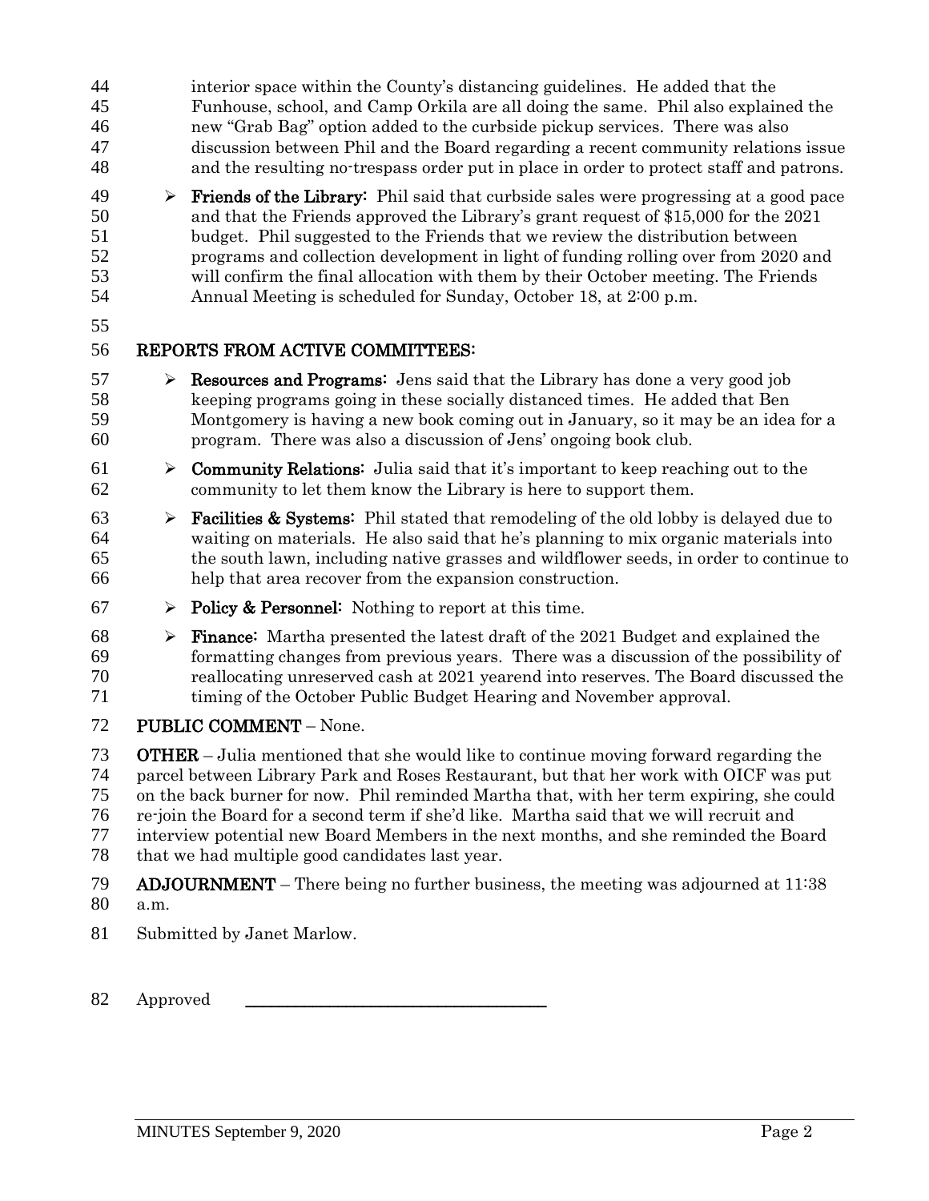interior space within the County's distancing guidelines. He added that the Funhouse, school, and Camp Orkila are all doing the same. Phil also explained the new "Grab Bag" option added to the curbside pickup services. There was also discussion between Phil and the Board regarding a recent community relations issue and the resulting no-trespass order put in place in order to protect staff and patrons.

- **Friends of the Library:** Phil said that curbside sales were progressing at a good pace and that the Friends approved the Library's grant request of $15,000 for the 2021 budget. Phil suggested to the Friends that we review the distribution between programs and collection development in light of funding rolling over from 2020 and will confirm the final allocation with them by their October meeting. The Friends Annual Meeting is scheduled for Sunday, October 18, at 2:00 p.m.

## REPORTS FROM ACTIVE COMMITTEES:

- **Resources and Programs:** Jens said that the Library has done a very good job keeping programs going in these socially distanced times. He added that Ben Montgomery is having a new book coming out in January, so it may be an idea for a program. There was also a discussion of Jens' ongoing book club.
- **Community Relations:** Julia said that it's important to keep reaching out to the community to let them know the Library is here to support them.
- **Facilities & Systems:** Phil stated that remodeling of the old lobby is delayed due to waiting on materials. He also said that he's planning to mix organic materials into the south lawn, including native grasses and wildflower seeds, in order to continue to help that area recover from the expansion construction.
- **Policy & Personnel:** Nothing to report at this time.
- **Finance:** Martha presented the latest draft of the 2021 Budget and explained the formatting changes from previous years. There was a discussion of the possibility of reallocating unreserved cash at 2021 yearend into reserves. The Board discussed the timing of the October Public Budget Hearing and November approval.

**PUBLIC COMMENT** – None.

**OTHER** – Julia mentioned that she would like to continue moving forward regarding the parcel between Library Park and Roses Restaurant, but that her work with OICF was put on the back burner for now. Phil reminded Martha that, with her term expiring, she could re-join the Board for a second term if she'd like. Martha said that we will recruit and interview potential new Board Members in the next months, and she reminded the Board that we had multiple good candidates last year.

**ADJOURNMENT** – There being no further business, the meeting was adjourned at 11:38 a.m.

Submitted by Janet Marlow.

Approved \_\_\_\_\_\_\_\_\_\_\_\_\_\_\_\_\_\_\_\_\_\_\_\_\_\_\_\_\_\_\_\_\_\_\_\_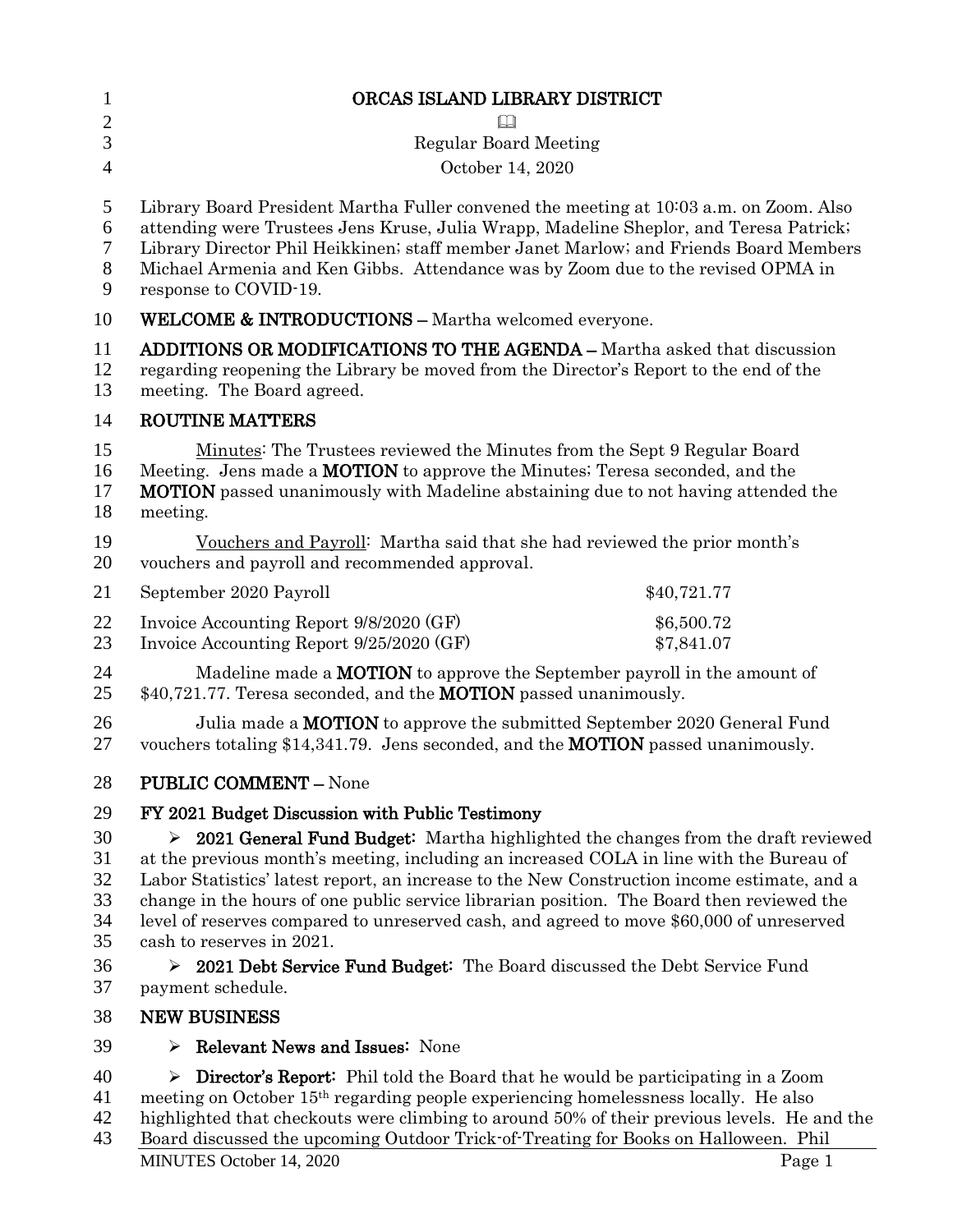# ORCAS ISLAND LIBRARY DISTRICT

Regular Board Meeting

October 14, 2020

Library Board President Martha Fuller convened the meeting at 10:03 a.m. on Zoom. Also attending were Trustees Jens Kruse, Julia Wrapp, Madeline Sheplor, and Teresa Patrick; Library Director Phil Heikkinen; staff member Janet Marlow; and Friends Board Members Michael Armenia and Ken Gibbs. Attendance was by Zoom due to the revised OPMA in response to COVID-19.

**WELCOME & INTRODUCTIONS –** Martha welcomed everyone.

**ADDITIONS OR MODIFICATIONS TO THE AGENDA –** Martha asked that discussion regarding reopening the Library be moved from the Director's Report to the end of the meeting. The Board agreed.

**ROUTINE MATTERS**

Minutes: The Trustees reviewed the Minutes from the Sept 9 Regular Board Meeting. Jens made a **MOTION** to approve the Minutes; Teresa seconded, and the **MOTION** passed unanimously with Madeline abstaining due to not having attended the meeting.

Vouchers and Payroll: Martha said that she had reviewed the prior month's vouchers and payroll and recommended approval.

| | |
|---|---|
| September 2020 Payroll | $40,721.77 |
| Invoice Accounting Report 9/8/2020 (GF) | $6,500.72 |
| Invoice Accounting Report 9/25/2020 (GF) | $7,841.07 |

Madeline made a **MOTION** to approve the September payroll in the amount of $40,721.77. Teresa seconded, and the **MOTION** passed unanimously.

Julia made a **MOTION** to approve the submitted September 2020 General Fund vouchers totaling $14,341.79. Jens seconded, and the **MOTION** passed unanimously.

**PUBLIC COMMENT –** None

**FY 2021 Budget Discussion with Public Testimony**

- **2021 General Fund Budget:** Martha highlighted the changes from the draft reviewed at the previous month's meeting, including an increased COLA in line with the Bureau of Labor Statistics' latest report, an increase to the New Construction income estimate, and a change in the hours of one public service librarian position. The Board then reviewed the level of reserves compared to unreserved cash, and agreed to move $60,000 of unreserved cash to reserves in 2021.
- **2021 Debt Service Fund Budget:** The Board discussed the Debt Service Fund payment schedule.

**NEW BUSINESS**

- **Relevant News and Issues:** None
- **Director's Report:** Phil told the Board that he would be participating in a Zoom meeting on October 15th regarding people experiencing homelessness locally. He also highlighted that checkouts were climbing to around 50% of their previous levels. He and the Board discussed the upcoming Outdoor Trick-of-Treating for Books on Halloween. Phil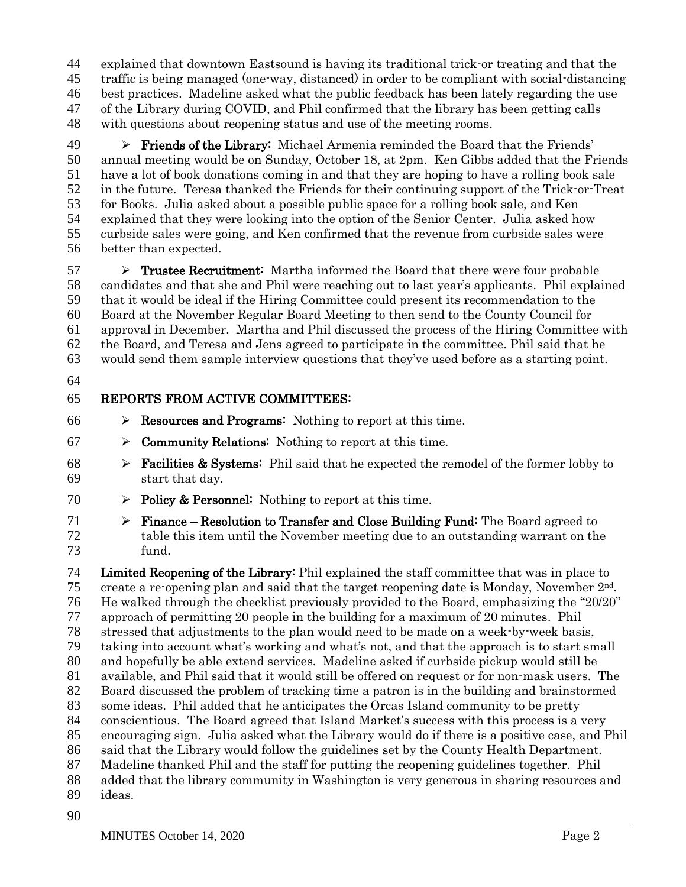explained that downtown Eastsound is having its traditional trick-or treating and that the traffic is being managed (one-way, distanced) in order to be compliant with social-distancing best practices. Madeline asked what the public feedback has been lately regarding the use of the Library during COVID, and Phil confirmed that the library has been getting calls with questions about reopening status and use of the meeting rooms.

- **Friends of the Library:** Michael Armenia reminded the Board that the Friends' annual meeting would be on Sunday, October 18, at 2pm. Ken Gibbs added that the Friends have a lot of book donations coming in and that they are hoping to have a rolling book sale in the future. Teresa thanked the Friends for their continuing support of the Trick-or-Treat for Books. Julia asked about a possible public space for a rolling book sale, and Ken explained that they were looking into the option of the Senior Center. Julia asked how curbside sales were going, and Ken confirmed that the revenue from curbside sales were better than expected.

- **Trustee Recruitment:** Martha informed the Board that there were four probable candidates and that she and Phil were reaching out to last year's applicants. Phil explained that it would be ideal if the Hiring Committee could present its recommendation to the Board at the November Regular Board Meeting to then send to the County Council for approval in December. Martha and Phil discussed the process of the Hiring Committee with the Board, and Teresa and Jens agreed to participate in the committee. Phil said that he would send them sample interview questions that they've used before as a starting point.

## REPORTS FROM ACTIVE COMMITTEES:

- **Resources and Programs:** Nothing to report at this time.
- **Community Relations:** Nothing to report at this time.
- **Facilities & Systems:** Phil said that he expected the remodel of the former lobby to start that day.
- **Policy & Personnel:** Nothing to report at this time.
- **Finance – Resolution to Transfer and Close Building Fund:** The Board agreed to table this item until the November meeting due to an outstanding warrant on the fund.

**Limited Reopening of the Library:** Phil explained the staff committee that was in place to create a re-opening plan and said that the target reopening date is Monday, November 2nd. He walked through the checklist previously provided to the Board, emphasizing the "20/20" approach of permitting 20 people in the building for a maximum of 20 minutes. Phil stressed that adjustments to the plan would need to be made on a week-by-week basis, taking into account what's working and what's not, and that the approach is to start small and hopefully be able extend services. Madeline asked if curbside pickup would still be available, and Phil said that it would still be offered on request or for non-mask users. The Board discussed the problem of tracking time a patron is in the building and brainstormed some ideas. Phil added that he anticipates the Orcas Island community to be pretty conscientious. The Board agreed that Island Market's success with this process is a very encouraging sign. Julia asked what the Library would do if there is a positive case, and Phil said that the Library would follow the guidelines set by the County Health Department. Madeline thanked Phil and the staff for putting the reopening guidelines together. Phil added that the library community in Washington is very generous in sharing resources and ideas.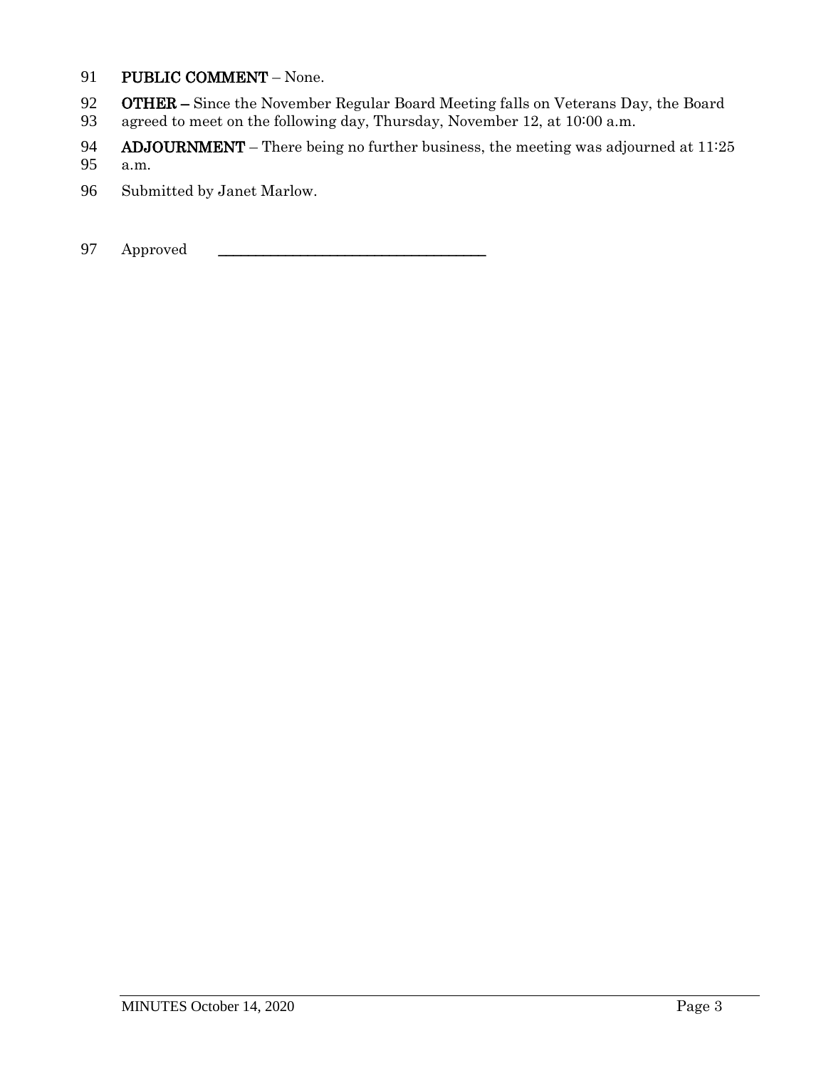**PUBLIC COMMENT** – None.

**OTHER –** Since the November Regular Board Meeting falls on Veterans Day, the Board agreed to meet on the following day, Thursday, November 12, at 10:00 a.m.

**ADJOURNMENT** – There being no further business, the meeting was adjourned at 11:25 a.m.

Submitted by Janet Marlow.

Approved ___________________________________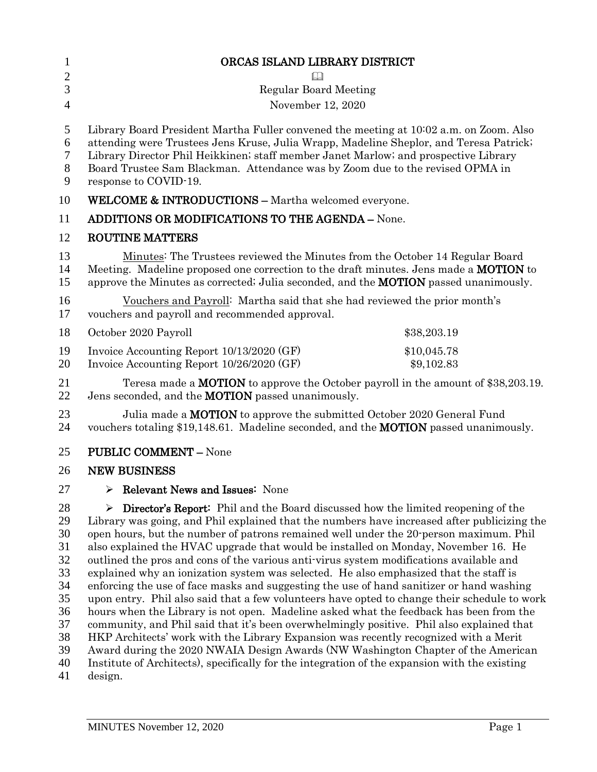# ORCAS ISLAND LIBRARY DISTRICT

Regular Board Meeting

November 12, 2020

Library Board President Martha Fuller convened the meeting at 10:02 a.m. on Zoom. Also attending were Trustees Jens Kruse, Julia Wrapp, Madeline Sheplor, and Teresa Patrick; Library Director Phil Heikkinen; staff member Janet Marlow; and prospective Library Board Trustee Sam Blackman. Attendance was by Zoom due to the revised OPMA in response to COVID-19.

**WELCOME & INTRODUCTIONS –** Martha welcomed everyone.

**ADDITIONS OR MODIFICATIONS TO THE AGENDA –** None.

**ROUTINE MATTERS**

Minutes: The Trustees reviewed the Minutes from the October 14 Regular Board Meeting. Madeline proposed one correction to the draft minutes. Jens made a **MOTION** to approve the Minutes as corrected; Julia seconded, and the **MOTION** passed unanimously.

Vouchers and Payroll: Martha said that she had reviewed the prior month's vouchers and payroll and recommended approval.

| | |
|---|---|
| October 2020 Payroll | $38,203.19 |
| Invoice Accounting Report 10/13/2020 (GF) | $10,045.78 |
| Invoice Accounting Report 10/26/2020 (GF) | $9,102.83 |

Teresa made a **MOTION** to approve the October payroll in the amount of $38,203.19. Jens seconded, and the **MOTION** passed unanimously.

Julia made a **MOTION** to approve the submitted October 2020 General Fund vouchers totaling $19,148.61. Madeline seconded, and the **MOTION** passed unanimously.

**PUBLIC COMMENT –** None

**NEW BUSINESS**

- **Relevant News and Issues:** None

- **Director's Report:** Phil and the Board discussed how the limited reopening of the Library was going, and Phil explained that the numbers have increased after publicizing the open hours, but the number of patrons remained well under the 20-person maximum. Phil also explained the HVAC upgrade that would be installed on Monday, November 16. He outlined the pros and cons of the various anti-virus system modifications available and explained why an ionization system was selected. He also emphasized that the staff is enforcing the use of face masks and suggesting the use of hand sanitizer or hand washing upon entry. Phil also said that a few volunteers have opted to change their schedule to work hours when the Library is not open. Madeline asked what the feedback has been from the community, and Phil said that it's been overwhelmingly positive. Phil also explained that HKP Architects' work with the Library Expansion was recently recognized with a Merit Award during the 2020 NWAIA Design Awards (NW Washington Chapter of the American Institute of Architects), specifically for the integration of the expansion with the existing design.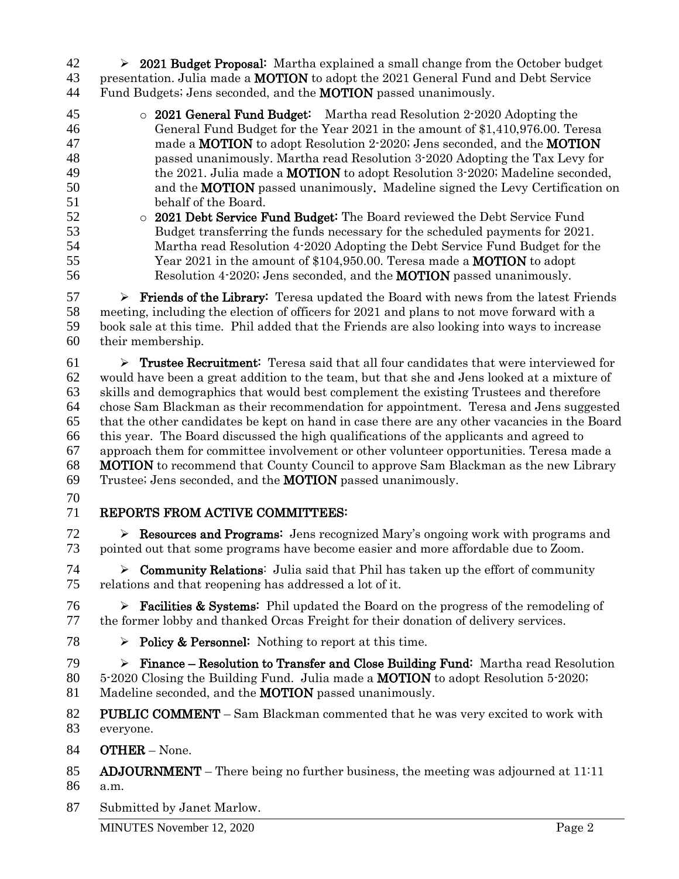- **2021 Budget Proposal:** Martha explained a small change from the October budget presentation. Julia made a **MOTION** to adopt the 2021 General Fund and Debt Service Fund Budgets; Jens seconded, and the **MOTION** passed unanimously.
  - **2021 General Fund Budget:** Martha read Resolution 2-2020 Adopting the General Fund Budget for the Year 2021 in the amount of $1,410,976.00. Teresa made a **MOTION** to adopt Resolution 2-2020; Jens seconded, and the **MOTION** passed unanimously. Martha read Resolution 3-2020 Adopting the Tax Levy for the 2021. Julia made a **MOTION** to adopt Resolution 3-2020; Madeline seconded, and the **MOTION** passed unanimously. Madeline signed the Levy Certification on behalf of the Board.
  - **2021 Debt Service Fund Budget:** The Board reviewed the Debt Service Fund Budget transferring the funds necessary for the scheduled payments for 2021. Martha read Resolution 4-2020 Adopting the Debt Service Fund Budget for the Year 2021 in the amount of $104,950.00. Teresa made a **MOTION** to adopt Resolution 4-2020; Jens seconded, and the **MOTION** passed unanimously.
- **Friends of the Library:** Teresa updated the Board with news from the latest Friends meeting, including the election of officers for 2021 and plans to not move forward with a book sale at this time. Phil added that the Friends are also looking into ways to increase their membership.
- **Trustee Recruitment:** Teresa said that all four candidates that were interviewed for would have been a great addition to the team, but that she and Jens looked at a mixture of skills and demographics that would best complement the existing Trustees and therefore chose Sam Blackman as their recommendation for appointment. Teresa and Jens suggested that the other candidates be kept on hand in case there are any other vacancies in the Board this year. The Board discussed the high qualifications of the applicants and agreed to approach them for committee involvement or other volunteer opportunities. Teresa made a **MOTION** to recommend that County Council to approve Sam Blackman as the new Library Trustee; Jens seconded, and the **MOTION** passed unanimously.

**REPORTS FROM ACTIVE COMMITTEES:**

- **Resources and Programs:** Jens recognized Mary's ongoing work with programs and pointed out that some programs have become easier and more affordable due to Zoom.
- **Community Relations**: Julia said that Phil has taken up the effort of community relations and that reopening has addressed a lot of it.
- **Facilities & Systems:** Phil updated the Board on the progress of the remodeling of the former lobby and thanked Orcas Freight for their donation of delivery services.
- **Policy & Personnel:** Nothing to report at this time.
- **Finance – Resolution to Transfer and Close Building Fund:** Martha read Resolution 5-2020 Closing the Building Fund. Julia made a **MOTION** to adopt Resolution 5-2020; Madeline seconded, and the **MOTION** passed unanimously.

**PUBLIC COMMENT** – Sam Blackman commented that he was very excited to work with everyone.

**OTHER** – None.

**ADJOURNMENT** – There being no further business, the meeting was adjourned at 11:11 a.m.

Submitted by Janet Marlow.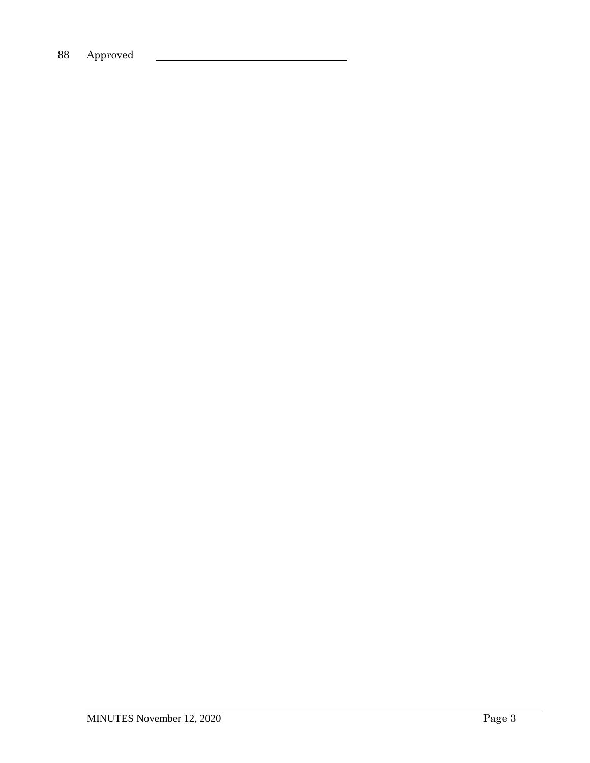88 Approved ______________________________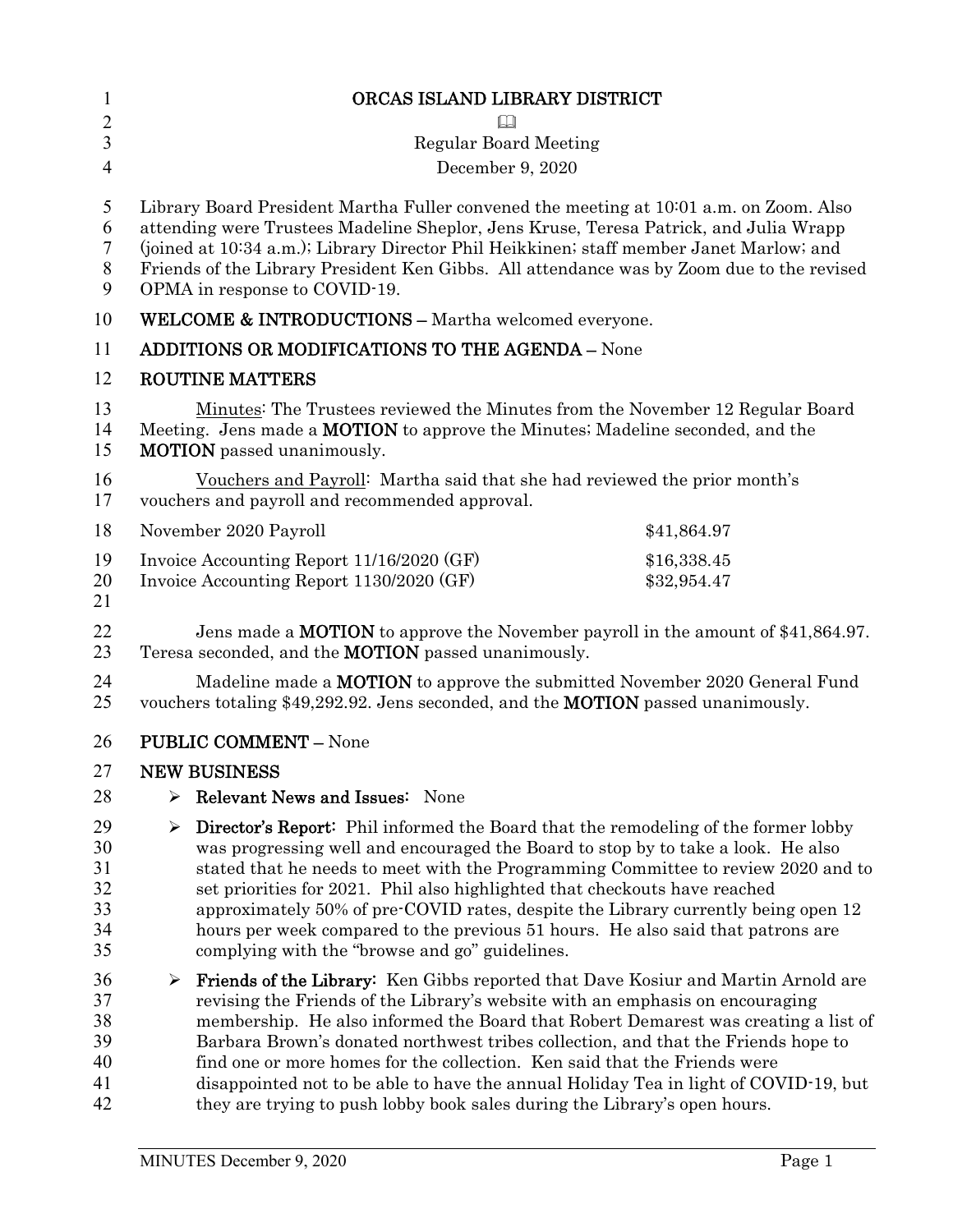# ORCAS ISLAND LIBRARY DISTRICT

📖

Regular Board Meeting

December 9, 2020

Library Board President Martha Fuller convened the meeting at 10:01 a.m. on Zoom. Also attending were Trustees Madeline Sheplor, Jens Kruse, Teresa Patrick, and Julia Wrapp (joined at 10:34 a.m.); Library Director Phil Heikkinen; staff member Janet Marlow; and Friends of the Library President Ken Gibbs. All attendance was by Zoom due to the revised OPMA in response to COVID-19.

**WELCOME & INTRODUCTIONS –** Martha welcomed everyone.

**ADDITIONS OR MODIFICATIONS TO THE AGENDA –** None

**ROUTINE MATTERS**

Minutes: The Trustees reviewed the Minutes from the November 12 Regular Board Meeting. Jens made a **MOTION** to approve the Minutes; Madeline seconded, and the **MOTION** passed unanimously.

Vouchers and Payroll: Martha said that she had reviewed the prior month's vouchers and payroll and recommended approval.

| | |
|---|---|
| November 2020 Payroll | $41,864.97 |
| Invoice Accounting Report 11/16/2020 (GF) | $16,338.45 |
| Invoice Accounting Report 1130/2020 (GF) | $32,954.47 |

Jens made a **MOTION** to approve the November payroll in the amount of $41,864.97. Teresa seconded, and the **MOTION** passed unanimously.

Madeline made a **MOTION** to approve the submitted November 2020 General Fund vouchers totaling $49,292.92. Jens seconded, and the **MOTION** passed unanimously.

**PUBLIC COMMENT –** None

**NEW BUSINESS**

- **Relevant News and Issues:** None
- **Director's Report:** Phil informed the Board that the remodeling of the former lobby was progressing well and encouraged the Board to stop by to take a look. He also stated that he needs to meet with the Programming Committee to review 2020 and to set priorities for 2021. Phil also highlighted that checkouts have reached approximately 50% of pre-COVID rates, despite the Library currently being open 12 hours per week compared to the previous 51 hours. He also said that patrons are complying with the "browse and go" guidelines.
- **Friends of the Library:** Ken Gibbs reported that Dave Kosiur and Martin Arnold are revising the Friends of the Library's website with an emphasis on encouraging membership. He also informed the Board that Robert Demarest was creating a list of Barbara Brown's donated northwest tribes collection, and that the Friends hope to find one or more homes for the collection. Ken said that the Friends were disappointed not to be able to have the annual Holiday Tea in light of COVID-19, but they are trying to push lobby book sales during the Library's open hours.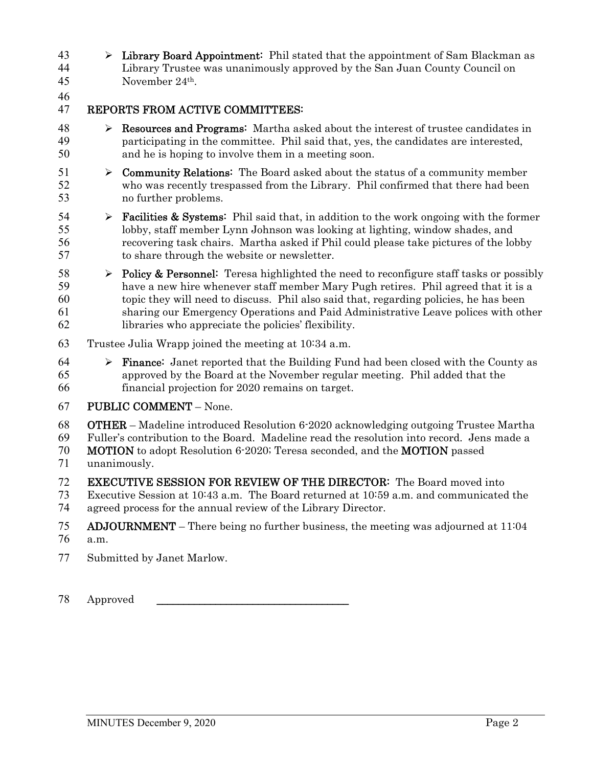- **Library Board Appointment:** Phil stated that the appointment of Sam Blackman as Library Trustee was unanimously approved by the San Juan County Council on November 24th.

## REPORTS FROM ACTIVE COMMITTEES:

- **Resources and Programs:** Martha asked about the interest of trustee candidates in participating in the committee. Phil said that, yes, the candidates are interested, and he is hoping to involve them in a meeting soon.
- **Community Relations:** The Board asked about the status of a community member who was recently trespassed from the Library. Phil confirmed that there had been no further problems.
- **Facilities & Systems:** Phil said that, in addition to the work ongoing with the former lobby, staff member Lynn Johnson was looking at lighting, window shades, and recovering task chairs. Martha asked if Phil could please take pictures of the lobby to share through the website or newsletter.
- **Policy & Personnel:** Teresa highlighted the need to reconfigure staff tasks or possibly have a new hire whenever staff member Mary Pugh retires. Phil agreed that it is a topic they will need to discuss. Phil also said that, regarding policies, he has been sharing our Emergency Operations and Paid Administrative Leave polices with other libraries who appreciate the policies' flexibility.

Trustee Julia Wrapp joined the meeting at 10:34 a.m.

- **Finance:** Janet reported that the Building Fund had been closed with the County as approved by the Board at the November regular meeting. Phil added that the financial projection for 2020 remains on target.

**PUBLIC COMMENT** – None.

**OTHER** – Madeline introduced Resolution 6-2020 acknowledging outgoing Trustee Martha Fuller's contribution to the Board. Madeline read the resolution into record. Jens made a **MOTION** to adopt Resolution 6-2020; Teresa seconded, and the **MOTION** passed unanimously.

**EXECUTIVE SESSION FOR REVIEW OF THE DIRECTOR:** The Board moved into Executive Session at 10:43 a.m. The Board returned at 10:59 a.m. and communicated the agreed process for the annual review of the Library Director.

**ADJOURNMENT** – There being no further business, the meeting was adjourned at 11:04 a.m.

Submitted by Janet Marlow.

Approved \_\_\_\_\_\_\_\_\_\_\_\_\_\_\_\_\_\_\_\_\_\_\_\_\_\_\_\_\_\_\_\_\_\_\_\_